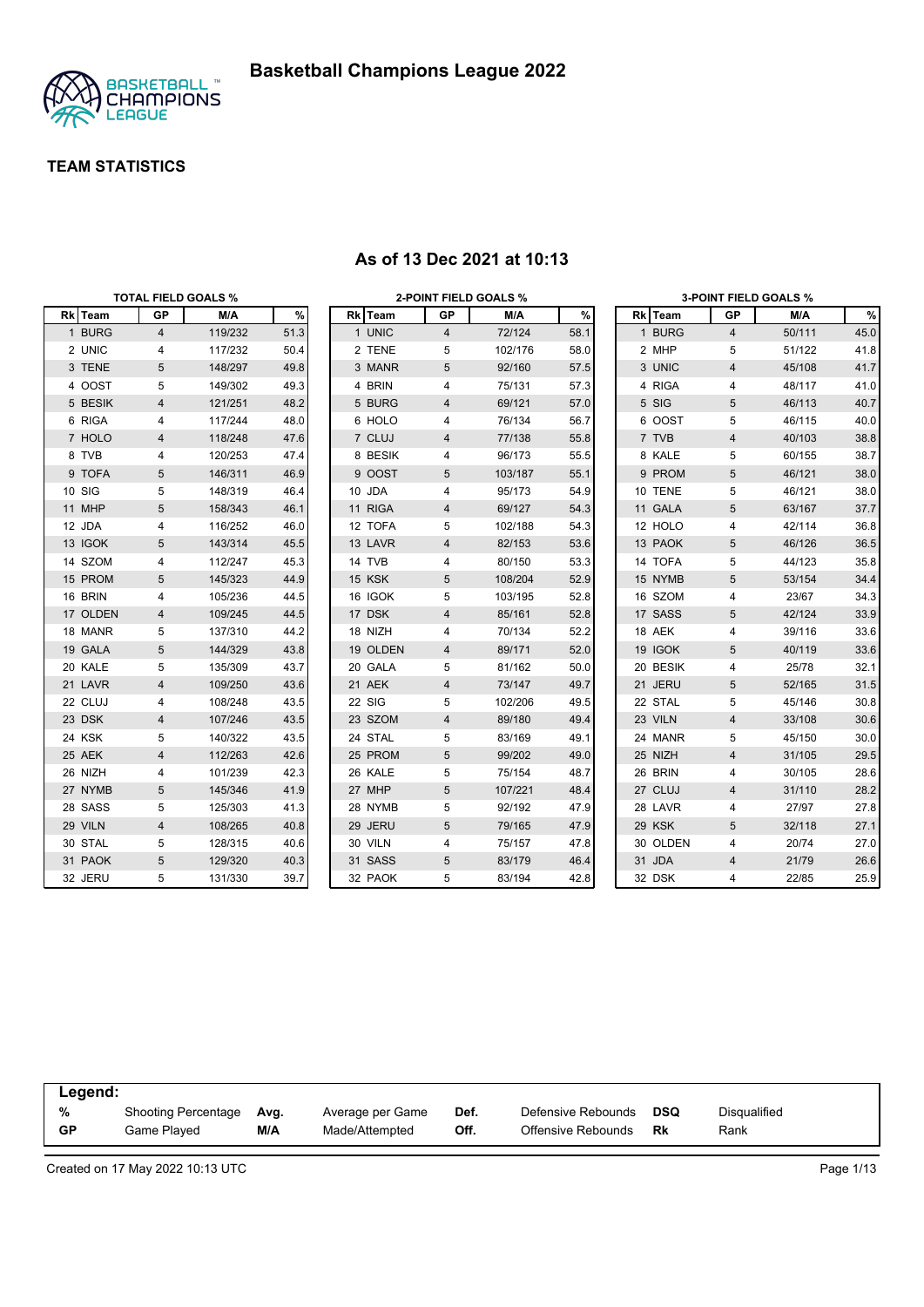# Basketball Champions League 2022

## TEAM STATISTICS

### As of 13 Dec 2021 at 10:13

**TOTAL FIELD GOALS %**

| Rk | Team | GP | M/A | % |
|---|---|---|---|---|
| 1 | BURG | 4 | 119/232 | 51.3 |
| 2 | UNIC | 4 | 117/232 | 50.4 |
| 3 | TENE | 5 | 148/297 | 49.8 |
| 4 | OOST | 5 | 149/302 | 49.3 |
| 5 | BESIK | 4 | 121/251 | 48.2 |
| 6 | RIGA | 4 | 117/244 | 48.0 |
| 7 | HOLO | 4 | 118/248 | 47.6 |
| 8 | TVB | 4 | 120/253 | 47.4 |
| 9 | TOFA | 5 | 146/311 | 46.9 |
| 10 | SIG | 5 | 148/319 | 46.4 |
| 11 | MHP | 5 | 158/343 | 46.1 |
| 12 | JDA | 4 | 116/252 | 46.0 |
| 13 | IGOK | 5 | 143/314 | 45.5 |
| 14 | SZOM | 4 | 112/247 | 45.3 |
| 15 | PROM | 5 | 145/323 | 44.9 |
| 16 | BRIN | 4 | 105/236 | 44.5 |
| 17 | OLDEN | 4 | 109/245 | 44.5 |
| 18 | MANR | 5 | 137/310 | 44.2 |
| 19 | GALA | 5 | 144/329 | 43.8 |
| 20 | KALE | 5 | 135/309 | 43.7 |
| 21 | LAVR | 4 | 109/250 | 43.6 |
| 22 | CLUJ | 4 | 108/248 | 43.5 |
| 23 | DSK | 4 | 107/246 | 43.5 |
| 24 | KSK | 5 | 140/322 | 43.5 |
| 25 | AEK | 4 | 112/263 | 42.6 |
| 26 | NIZH | 4 | 101/239 | 42.3 |
| 27 | NYMB | 5 | 145/346 | 41.9 |
| 28 | SASS | 5 | 125/303 | 41.3 |
| 29 | VILN | 4 | 108/265 | 40.8 |
| 30 | STAL | 5 | 128/315 | 40.6 |
| 31 | PAOK | 5 | 129/320 | 40.3 |
| 32 | JERU | 5 | 131/330 | 39.7 |

**2-POINT FIELD GOALS %**

| Rk | Team | GP | M/A | % |
|---|---|---|---|---|
| 1 | UNIC | 4 | 72/124 | 58.1 |
| 2 | TENE | 5 | 102/176 | 58.0 |
| 3 | MANR | 5 | 92/160 | 57.5 |
| 4 | BRIN | 4 | 75/131 | 57.3 |
| 5 | BURG | 4 | 69/121 | 57.0 |
| 6 | HOLO | 4 | 76/134 | 56.7 |
| 7 | CLUJ | 4 | 77/138 | 55.8 |
| 8 | BESIK | 4 | 96/173 | 55.5 |
| 9 | OOST | 5 | 103/187 | 55.1 |
| 10 | JDA | 4 | 95/173 | 54.9 |
| 11 | RIGA | 4 | 69/127 | 54.3 |
| 12 | TOFA | 5 | 102/188 | 54.3 |
| 13 | LAVR | 4 | 82/153 | 53.6 |
| 14 | TVB | 4 | 80/150 | 53.3 |
| 15 | KSK | 5 | 108/204 | 52.9 |
| 16 | IGOK | 5 | 103/195 | 52.8 |
| 17 | DSK | 4 | 85/161 | 52.8 |
| 18 | NIZH | 4 | 70/134 | 52.2 |
| 19 | OLDEN | 4 | 89/171 | 52.0 |
| 20 | GALA | 5 | 81/162 | 50.0 |
| 21 | AEK | 4 | 73/147 | 49.7 |
| 22 | SIG | 5 | 102/206 | 49.5 |
| 23 | SZOM | 4 | 89/180 | 49.4 |
| 24 | STAL | 5 | 83/169 | 49.1 |
| 25 | PROM | 5 | 99/202 | 49.0 |
| 26 | KALE | 5 | 75/154 | 48.7 |
| 27 | MHP | 5 | 107/221 | 48.4 |
| 28 | NYMB | 5 | 92/192 | 47.9 |
| 29 | JERU | 5 | 79/165 | 47.9 |
| 30 | VILN | 4 | 75/157 | 47.8 |
| 31 | SASS | 5 | 83/179 | 46.4 |
| 32 | PAOK | 5 | 83/194 | 42.8 |

**3-POINT FIELD GOALS %**

| Rk | Team | GP | M/A | % |
|---|---|---|---|---|
| 1 | BURG | 4 | 50/111 | 45.0 |
| 2 | MHP | 5 | 51/122 | 41.8 |
| 3 | UNIC | 4 | 45/108 | 41.7 |
| 4 | RIGA | 4 | 48/117 | 41.0 |
| 5 | SIG | 5 | 46/113 | 40.7 |
| 6 | OOST | 5 | 46/115 | 40.0 |
| 7 | TVB | 4 | 40/103 | 38.8 |
| 8 | KALE | 5 | 60/155 | 38.7 |
| 9 | PROM | 5 | 46/121 | 38.0 |
| 10 | TENE | 5 | 46/121 | 38.0 |
| 11 | GALA | 5 | 63/167 | 37.7 |
| 12 | HOLO | 4 | 42/114 | 36.8 |
| 13 | PAOK | 5 | 46/126 | 36.5 |
| 14 | TOFA | 5 | 44/123 | 35.8 |
| 15 | NYMB | 5 | 53/154 | 34.4 |
| 16 | SZOM | 4 | 23/67 | 34.3 |
| 17 | SASS | 5 | 42/124 | 33.9 |
| 18 | AEK | 4 | 39/116 | 33.6 |
| 19 | IGOK | 5 | 40/119 | 33.6 |
| 20 | BESIK | 4 | 25/78 | 32.1 |
| 21 | JERU | 5 | 52/165 | 31.5 |
| 22 | STAL | 5 | 45/146 | 30.8 |
| 23 | VILN | 4 | 33/108 | 30.6 |
| 24 | MANR | 5 | 45/150 | 30.0 |
| 25 | NIZH | 4 | 31/105 | 29.5 |
| 26 | BRIN | 4 | 30/105 | 28.6 |
| 27 | CLUJ | 4 | 31/110 | 28.2 |
| 28 | LAVR | 4 | 27/97 | 27.8 |
| 29 | KSK | 5 | 32/118 | 27.1 |
| 30 | OLDEN | 4 | 20/74 | 27.0 |
| 31 | JDA | 4 | 21/79 | 26.6 |
| 32 | DSK | 4 | 22/85 | 25.9 |

**Legend:**

| | | | | | | | |
|---|---|---|---|---|---|---|---|
| **%** | Shooting Percentage | **Avg.** | Average per Game | **Def.** | Defensive Rebounds | **DSQ** | Disqualified |
| **GP** | Game Played | **M/A** | Made/Attempted | **Off.** | Offensive Rebounds | **Rk** | Rank |

Created on 17 May 2022 10:13 UTC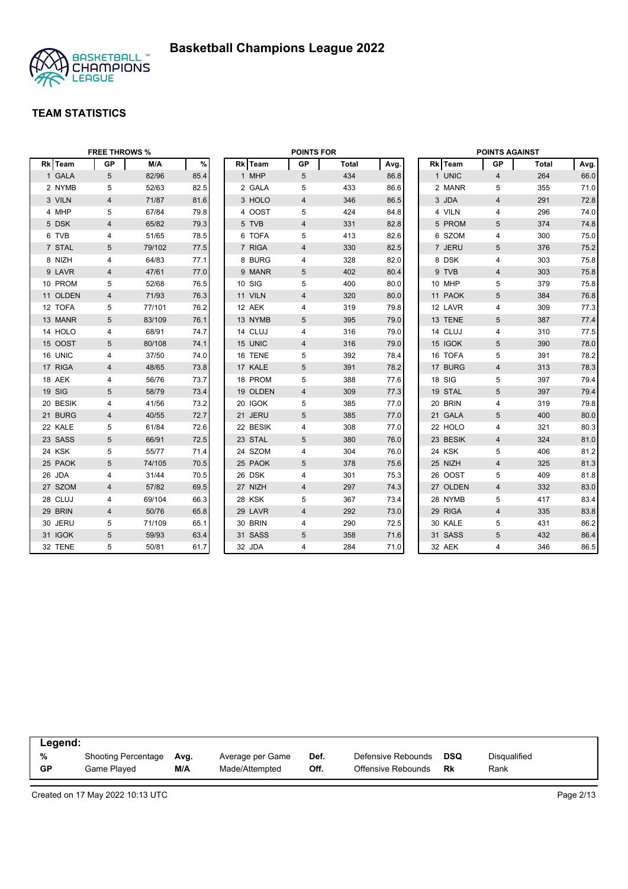# Basketball Champions League 2022

## TEAM STATISTICS

### FREE THROWS %

| Rk | Team | GP | M/A | % |
|---|---|---|---|---|
| 1 | GALA | 5 | 82/96 | 85.4 |
| 2 | NYMB | 5 | 52/63 | 82.5 |
| 3 | VILN | 4 | 71/87 | 81.6 |
| 4 | MHP | 5 | 67/84 | 79.8 |
| 5 | DSK | 4 | 65/82 | 79.3 |
| 6 | TVB | 4 | 51/65 | 78.5 |
| 7 | STAL | 5 | 79/102 | 77.5 |
| 8 | NIZH | 4 | 64/83 | 77.1 |
| 9 | LAVR | 4 | 47/61 | 77.0 |
| 10 | PROM | 5 | 52/68 | 76.5 |
| 11 | OLDEN | 4 | 71/93 | 76.3 |
| 12 | TOFA | 5 | 77/101 | 76.2 |
| 13 | MANR | 5 | 83/109 | 76.1 |
| 14 | HOLO | 4 | 68/91 | 74.7 |
| 15 | OOST | 5 | 80/108 | 74.1 |
| 16 | UNIC | 4 | 37/50 | 74.0 |
| 17 | RIGA | 4 | 48/65 | 73.8 |
| 18 | AEK | 4 | 56/76 | 73.7 |
| 19 | SIG | 5 | 58/79 | 73.4 |
| 20 | BESIK | 4 | 41/56 | 73.2 |
| 21 | BURG | 4 | 40/55 | 72.7 |
| 22 | KALE | 5 | 61/84 | 72.6 |
| 23 | SASS | 5 | 66/91 | 72.5 |
| 24 | KSK | 5 | 55/77 | 71.4 |
| 25 | PAOK | 5 | 74/105 | 70.5 |
| 26 | JDA | 4 | 31/44 | 70.5 |
| 27 | SZOM | 4 | 57/82 | 69.5 |
| 28 | CLUJ | 4 | 69/104 | 66.3 |
| 29 | BRIN | 4 | 50/76 | 65.8 |
| 30 | JERU | 5 | 71/109 | 65.1 |
| 31 | IGOK | 5 | 59/93 | 63.4 |
| 32 | TENE | 5 | 50/81 | 61.7 |

### POINTS FOR

| Rk | Team | GP | Total | Avg. |
|---|---|---|---|---|
| 1 | MHP | 5 | 434 | 86.8 |
| 2 | GALA | 5 | 433 | 86.6 |
| 3 | HOLO | 4 | 346 | 86.5 |
| 4 | OOST | 5 | 424 | 84.8 |
| 5 | TVB | 4 | 331 | 82.8 |
| 6 | TOFA | 5 | 413 | 82.6 |
| 7 | RIGA | 4 | 330 | 82.5 |
| 8 | BURG | 4 | 328 | 82.0 |
| 9 | MANR | 5 | 402 | 80.4 |
| 10 | SIG | 5 | 400 | 80.0 |
| 11 | VILN | 4 | 320 | 80.0 |
| 12 | AEK | 4 | 319 | 79.8 |
| 13 | NYMB | 5 | 395 | 79.0 |
| 14 | CLUJ | 4 | 316 | 79.0 |
| 15 | UNIC | 4 | 316 | 79.0 |
| 16 | TENE | 5 | 392 | 78.4 |
| 17 | KALE | 5 | 391 | 78.2 |
| 18 | PROM | 5 | 388 | 77.6 |
| 19 | OLDEN | 4 | 309 | 77.3 |
| 20 | IGOK | 5 | 385 | 77.0 |
| 21 | JERU | 5 | 385 | 77.0 |
| 22 | BESIK | 4 | 308 | 77.0 |
| 23 | STAL | 5 | 380 | 76.0 |
| 24 | SZOM | 4 | 304 | 76.0 |
| 25 | PAOK | 5 | 378 | 75.6 |
| 26 | DSK | 4 | 301 | 75.3 |
| 27 | NIZH | 4 | 297 | 74.3 |
| 28 | KSK | 5 | 367 | 73.4 |
| 29 | LAVR | 4 | 292 | 73.0 |
| 30 | BRIN | 4 | 290 | 72.5 |
| 31 | SASS | 5 | 358 | 71.6 |
| 32 | JDA | 4 | 284 | 71.0 |

### POINTS AGAINST

| Rk | Team | GP | Total | Avg. |
|---|---|---|---|---|
| 1 | UNIC | 4 | 264 | 66.0 |
| 2 | MANR | 5 | 355 | 71.0 |
| 3 | JDA | 4 | 291 | 72.8 |
| 4 | VILN | 4 | 296 | 74.0 |
| 5 | PROM | 5 | 374 | 74.8 |
| 6 | SZOM | 4 | 300 | 75.0 |
| 7 | JERU | 5 | 376 | 75.2 |
| 8 | DSK | 4 | 303 | 75.8 |
| 9 | TVB | 4 | 303 | 75.8 |
| 10 | MHP | 5 | 379 | 75.8 |
| 11 | PAOK | 5 | 384 | 76.8 |
| 12 | LAVR | 4 | 309 | 77.3 |
| 13 | TENE | 5 | 387 | 77.4 |
| 14 | CLUJ | 4 | 310 | 77.5 |
| 15 | IGOK | 5 | 390 | 78.0 |
| 16 | TOFA | 5 | 391 | 78.2 |
| 17 | BURG | 4 | 313 | 78.3 |
| 18 | SIG | 5 | 397 | 79.4 |
| 19 | STAL | 5 | 397 | 79.4 |
| 20 | BRIN | 4 | 319 | 79.8 |
| 21 | GALA | 5 | 400 | 80.0 |
| 22 | HOLO | 4 | 321 | 80.3 |
| 23 | BESIK | 4 | 324 | 81.0 |
| 24 | KSK | 5 | 406 | 81.2 |
| 25 | NIZH | 4 | 325 | 81.3 |
| 26 | OOST | 5 | 409 | 81.8 |
| 27 | OLDEN | 4 | 332 | 83.0 |
| 28 | NYMB | 5 | 417 | 83.4 |
| 29 | RIGA | 4 | 335 | 83.8 |
| 30 | KALE | 5 | 431 | 86.2 |
| 31 | SASS | 5 | 432 | 86.4 |
| 32 | AEK | 4 | 346 | 86.5 |

**Legend:**

| | | | | | | | |
|---|---|---|---|---|---|---|---|
| **%** | Shooting Percentage | **Avg.** | Average per Game | **Def.** | Defensive Rebounds | **DSQ** | Disqualified |
| **GP** | Game Played | **M/A** | Made/Attempted | **Off.** | Offensive Rebounds | **Rk** | Rank |

Created on 17 May 2022 10:13 UTC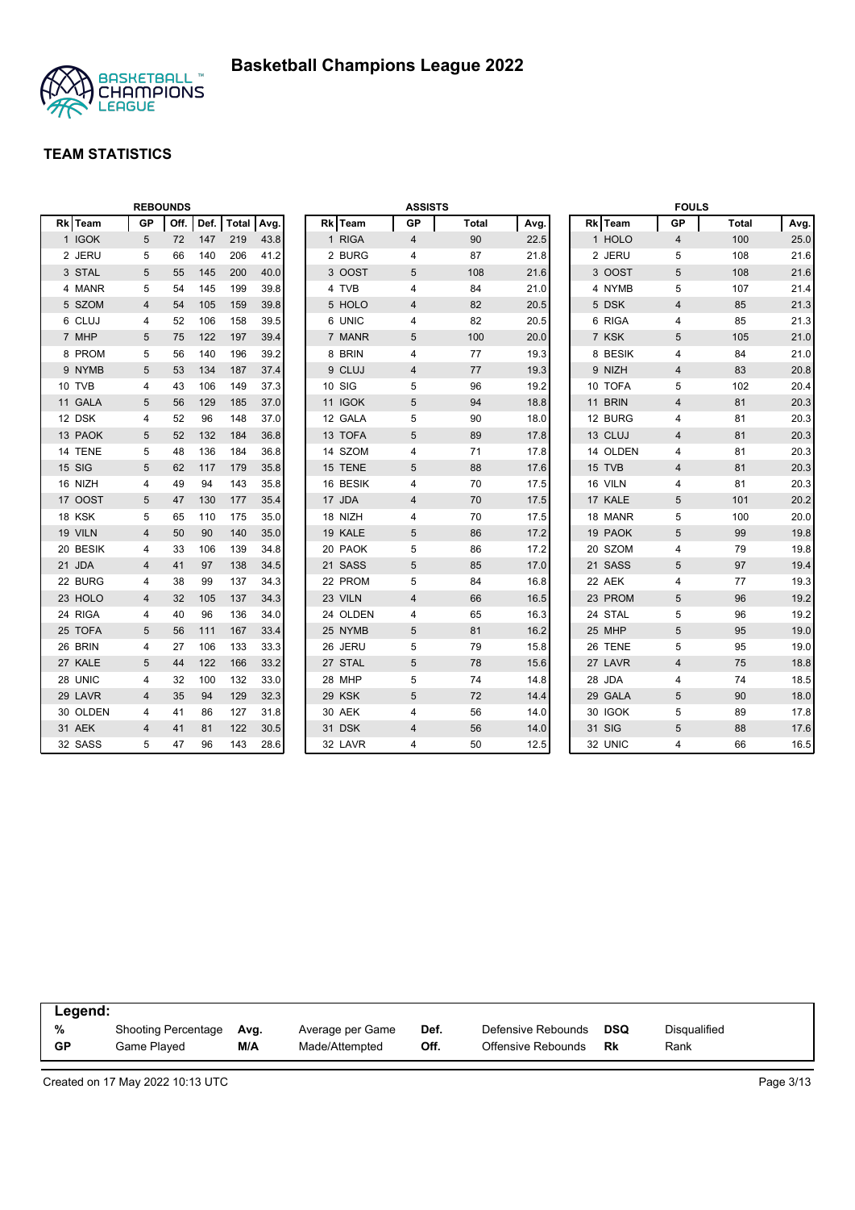# Basketball Champions League 2022

## TEAM STATISTICS

### REBOUNDS

| Rk | Team | GP | Off. | Def. | Total | Avg. |
|---|---|---|---|---|---|---|
| 1 | IGOK | 5 | 72 | 147 | 219 | 43.8 |
| 2 | JERU | 5 | 66 | 140 | 206 | 41.2 |
| 3 | STAL | 5 | 55 | 145 | 200 | 40.0 |
| 4 | MANR | 5 | 54 | 145 | 199 | 39.8 |
| 5 | SZOM | 4 | 54 | 105 | 159 | 39.8 |
| 6 | CLUJ | 4 | 52 | 106 | 158 | 39.5 |
| 7 | MHP | 5 | 75 | 122 | 197 | 39.4 |
| 8 | PROM | 5 | 56 | 140 | 196 | 39.2 |
| 9 | NYMB | 5 | 53 | 134 | 187 | 37.4 |
| 10 | TVB | 4 | 43 | 106 | 149 | 37.3 |
| 11 | GALA | 5 | 56 | 129 | 185 | 37.0 |
| 12 | DSK | 4 | 52 | 96 | 148 | 37.0 |
| 13 | PAOK | 5 | 52 | 132 | 184 | 36.8 |
| 14 | TENE | 5 | 48 | 136 | 184 | 36.8 |
| 15 | SIG | 5 | 62 | 117 | 179 | 35.8 |
| 16 | NIZH | 4 | 49 | 94 | 143 | 35.8 |
| 17 | OOST | 5 | 47 | 130 | 177 | 35.4 |
| 18 | KSK | 5 | 65 | 110 | 175 | 35.0 |
| 19 | VILN | 4 | 50 | 90 | 140 | 35.0 |
| 20 | BESIK | 4 | 33 | 106 | 139 | 34.8 |
| 21 | JDA | 4 | 41 | 97 | 138 | 34.5 |
| 22 | BURG | 4 | 38 | 99 | 137 | 34.3 |
| 23 | HOLO | 4 | 32 | 105 | 137 | 34.3 |
| 24 | RIGA | 4 | 40 | 96 | 136 | 34.0 |
| 25 | TOFA | 5 | 56 | 111 | 167 | 33.4 |
| 26 | BRIN | 4 | 27 | 106 | 133 | 33.3 |
| 27 | KALE | 5 | 44 | 122 | 166 | 33.2 |
| 28 | UNIC | 4 | 32 | 100 | 132 | 33.0 |
| 29 | LAVR | 4 | 35 | 94 | 129 | 32.3 |
| 30 | OLDEN | 4 | 41 | 86 | 127 | 31.8 |
| 31 | AEK | 4 | 41 | 81 | 122 | 30.5 |
| 32 | SASS | 5 | 47 | 96 | 143 | 28.6 |

### ASSISTS

| Rk | Team | GP | Total | Avg. |
|---|---|---|---|---|
| 1 | RIGA | 4 | 90 | 22.5 |
| 2 | BURG | 4 | 87 | 21.8 |
| 3 | OOST | 5 | 108 | 21.6 |
| 4 | TVB | 4 | 84 | 21.0 |
| 5 | HOLO | 4 | 82 | 20.5 |
| 6 | UNIC | 4 | 82 | 20.5 |
| 7 | MANR | 5 | 100 | 20.0 |
| 8 | BRIN | 4 | 77 | 19.3 |
| 9 | CLUJ | 4 | 77 | 19.3 |
| 10 | SIG | 5 | 96 | 19.2 |
| 11 | IGOK | 5 | 94 | 18.8 |
| 12 | GALA | 5 | 90 | 18.0 |
| 13 | TOFA | 5 | 89 | 17.8 |
| 14 | SZOM | 4 | 71 | 17.8 |
| 15 | TENE | 5 | 88 | 17.6 |
| 16 | BESIK | 4 | 70 | 17.5 |
| 17 | JDA | 4 | 70 | 17.5 |
| 18 | NIZH | 4 | 70 | 17.5 |
| 19 | KALE | 5 | 86 | 17.2 |
| 20 | PAOK | 5 | 86 | 17.2 |
| 21 | SASS | 5 | 85 | 17.0 |
| 22 | PROM | 5 | 84 | 16.8 |
| 23 | VILN | 4 | 66 | 16.5 |
| 24 | OLDEN | 4 | 65 | 16.3 |
| 25 | NYMB | 5 | 81 | 16.2 |
| 26 | JERU | 5 | 79 | 15.8 |
| 27 | STAL | 5 | 78 | 15.6 |
| 28 | MHP | 5 | 74 | 14.8 |
| 29 | KSK | 5 | 72 | 14.4 |
| 30 | AEK | 4 | 56 | 14.0 |
| 31 | DSK | 4 | 56 | 14.0 |
| 32 | LAVR | 4 | 50 | 12.5 |

### FOULS

| Rk | Team | GP | Total | Avg. |
|---|---|---|---|---|
| 1 | HOLO | 4 | 100 | 25.0 |
| 2 | JERU | 5 | 108 | 21.6 |
| 3 | OOST | 5 | 108 | 21.6 |
| 4 | NYMB | 5 | 107 | 21.4 |
| 5 | DSK | 4 | 85 | 21.3 |
| 6 | RIGA | 4 | 85 | 21.3 |
| 7 | KSK | 5 | 105 | 21.0 |
| 8 | BESIK | 4 | 84 | 21.0 |
| 9 | NIZH | 4 | 83 | 20.8 |
| 10 | TOFA | 5 | 102 | 20.4 |
| 11 | BRIN | 4 | 81 | 20.3 |
| 12 | BURG | 4 | 81 | 20.3 |
| 13 | CLUJ | 4 | 81 | 20.3 |
| 14 | OLDEN | 4 | 81 | 20.3 |
| 15 | TVB | 4 | 81 | 20.3 |
| 16 | VILN | 4 | 81 | 20.3 |
| 17 | KALE | 5 | 101 | 20.2 |
| 18 | MANR | 5 | 100 | 20.0 |
| 19 | PAOK | 5 | 99 | 19.8 |
| 20 | SZOM | 4 | 79 | 19.8 |
| 21 | SASS | 5 | 97 | 19.4 |
| 22 | AEK | 4 | 77 | 19.3 |
| 23 | PROM | 5 | 96 | 19.2 |
| 24 | STAL | 5 | 96 | 19.2 |
| 25 | MHP | 5 | 95 | 19.0 |
| 26 | TENE | 5 | 95 | 19.0 |
| 27 | LAVR | 4 | 75 | 18.8 |
| 28 | JDA | 4 | 74 | 18.5 |
| 29 | GALA | 5 | 90 | 18.0 |
| 30 | IGOK | 5 | 89 | 17.8 |
| 31 | SIG | 5 | 88 | 17.6 |
| 32 | UNIC | 4 | 66 | 16.5 |

**Legend:**

| | | | | | | | |
|---|---|---|---|---|---|---|---|
| % | Shooting Percentage | Avg. | Average per Game | Def. | Defensive Rebounds | DSQ | Disqualified |
| GP | Game Played | M/A | Made/Attempted | Off. | Offensive Rebounds | Rk | Rank |

Created on 17 May 2022 10:13 UTC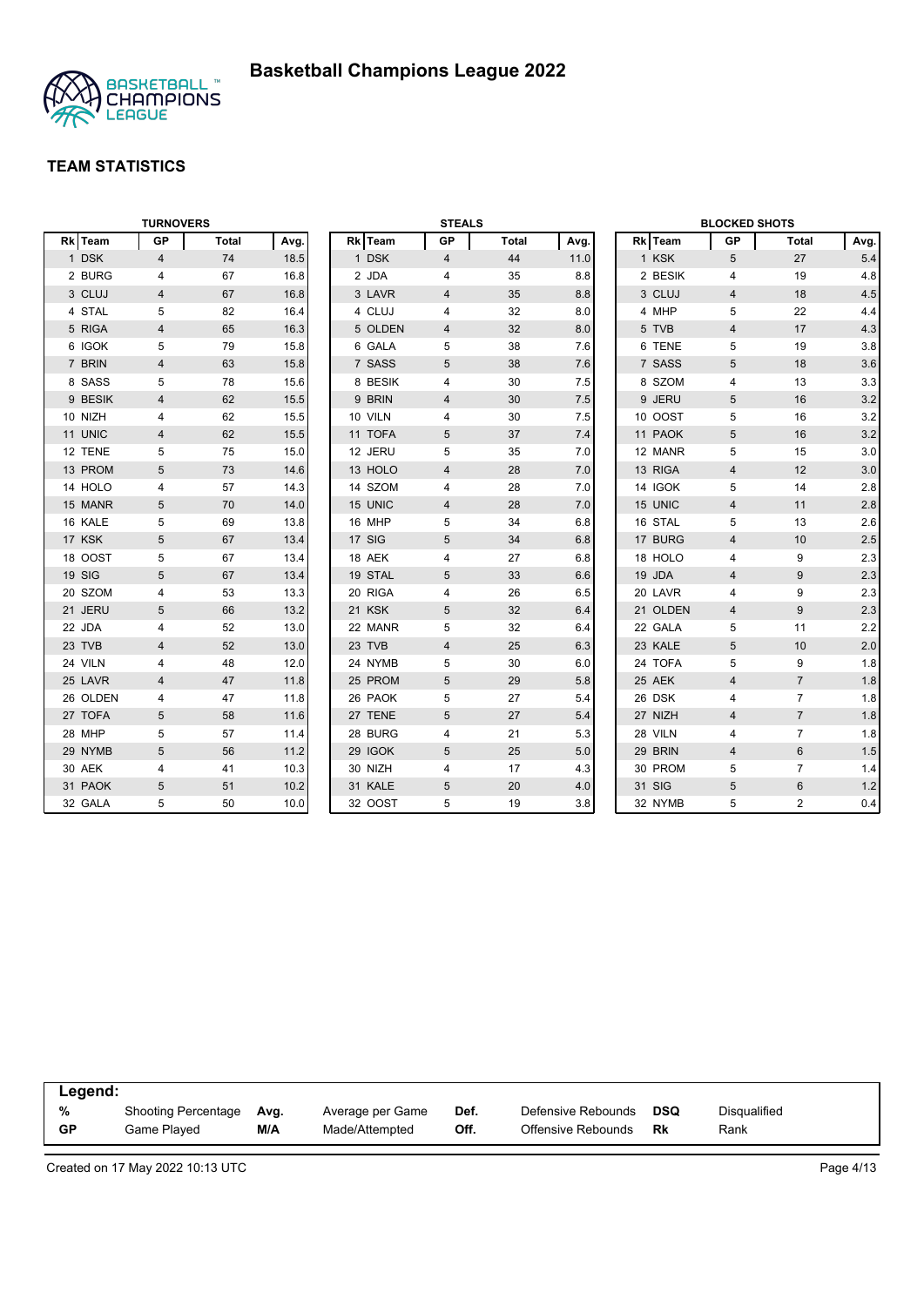# Basketball Champions League 2022

## TEAM STATISTICS

### TURNOVERS

| Rk | Team | GP | Total | Avg. |
|---|---|---|---|---|
| 1 | DSK | 4 | 74 | 18.5 |
| 2 | BURG | 4 | 67 | 16.8 |
| 3 | CLUJ | 4 | 67 | 16.8 |
| 4 | STAL | 5 | 82 | 16.4 |
| 5 | RIGA | 4 | 65 | 16.3 |
| 6 | IGOK | 5 | 79 | 15.8 |
| 7 | BRIN | 4 | 63 | 15.8 |
| 8 | SASS | 5 | 78 | 15.6 |
| 9 | BESIK | 4 | 62 | 15.5 |
| 10 | NIZH | 4 | 62 | 15.5 |
| 11 | UNIC | 4 | 62 | 15.5 |
| 12 | TENE | 5 | 75 | 15.0 |
| 13 | PROM | 5 | 73 | 14.6 |
| 14 | HOLO | 4 | 57 | 14.3 |
| 15 | MANR | 5 | 70 | 14.0 |
| 16 | KALE | 5 | 69 | 13.8 |
| 17 | KSK | 5 | 67 | 13.4 |
| 18 | OOST | 5 | 67 | 13.4 |
| 19 | SIG | 5 | 67 | 13.4 |
| 20 | SZOM | 4 | 53 | 13.3 |
| 21 | JERU | 5 | 66 | 13.2 |
| 22 | JDA | 4 | 52 | 13.0 |
| 23 | TVB | 4 | 52 | 13.0 |
| 24 | VILN | 4 | 48 | 12.0 |
| 25 | LAVR | 4 | 47 | 11.8 |
| 26 | OLDEN | 4 | 47 | 11.8 |
| 27 | TOFA | 5 | 58 | 11.6 |
| 28 | MHP | 5 | 57 | 11.4 |
| 29 | NYMB | 5 | 56 | 11.2 |
| 30 | AEK | 4 | 41 | 10.3 |
| 31 | PAOK | 5 | 51 | 10.2 |
| 32 | GALA | 5 | 50 | 10.0 |

### STEALS

| Rk | Team | GP | Total | Avg. |
|---|---|---|---|---|
| 1 | DSK | 4 | 44 | 11.0 |
| 2 | JDA | 4 | 35 | 8.8 |
| 3 | LAVR | 4 | 35 | 8.8 |
| 4 | CLUJ | 4 | 32 | 8.0 |
| 5 | OLDEN | 4 | 32 | 8.0 |
| 6 | GALA | 5 | 38 | 7.6 |
| 7 | SASS | 5 | 38 | 7.6 |
| 8 | BESIK | 4 | 30 | 7.5 |
| 9 | BRIN | 4 | 30 | 7.5 |
| 10 | VILN | 4 | 30 | 7.5 |
| 11 | TOFA | 5 | 37 | 7.4 |
| 12 | JERU | 5 | 35 | 7.0 |
| 13 | HOLO | 4 | 28 | 7.0 |
| 14 | SZOM | 4 | 28 | 7.0 |
| 15 | UNIC | 4 | 28 | 7.0 |
| 16 | MHP | 5 | 34 | 6.8 |
| 17 | SIG | 5 | 34 | 6.8 |
| 18 | AEK | 4 | 27 | 6.8 |
| 19 | STAL | 5 | 33 | 6.6 |
| 20 | RIGA | 4 | 26 | 6.5 |
| 21 | KSK | 5 | 32 | 6.4 |
| 22 | MANR | 5 | 32 | 6.4 |
| 23 | TVB | 4 | 25 | 6.3 |
| 24 | NYMB | 5 | 30 | 6.0 |
| 25 | PROM | 5 | 29 | 5.8 |
| 26 | PAOK | 5 | 27 | 5.4 |
| 27 | TENE | 5 | 27 | 5.4 |
| 28 | BURG | 4 | 21 | 5.3 |
| 29 | IGOK | 5 | 25 | 5.0 |
| 30 | NIZH | 4 | 17 | 4.3 |
| 31 | KALE | 5 | 20 | 4.0 |
| 32 | OOST | 5 | 19 | 3.8 |

### BLOCKED SHOTS

| Rk | Team | GP | Total | Avg. |
|---|---|---|---|---|
| 1 | KSK | 5 | 27 | 5.4 |
| 2 | BESIK | 4 | 19 | 4.8 |
| 3 | CLUJ | 4 | 18 | 4.5 |
| 4 | MHP | 5 | 22 | 4.4 |
| 5 | TVB | 4 | 17 | 4.3 |
| 6 | TENE | 5 | 19 | 3.8 |
| 7 | SASS | 5 | 18 | 3.6 |
| 8 | SZOM | 4 | 13 | 3.3 |
| 9 | JERU | 5 | 16 | 3.2 |
| 10 | OOST | 5 | 16 | 3.2 |
| 11 | PAOK | 5 | 16 | 3.2 |
| 12 | MANR | 5 | 15 | 3.0 |
| 13 | RIGA | 4 | 12 | 3.0 |
| 14 | IGOK | 5 | 14 | 2.8 |
| 15 | UNIC | 4 | 11 | 2.8 |
| 16 | STAL | 5 | 13 | 2.6 |
| 17 | BURG | 4 | 10 | 2.5 |
| 18 | HOLO | 4 | 9 | 2.3 |
| 19 | JDA | 4 | 9 | 2.3 |
| 20 | LAVR | 4 | 9 | 2.3 |
| 21 | OLDEN | 4 | 9 | 2.3 |
| 22 | GALA | 5 | 11 | 2.2 |
| 23 | KALE | 5 | 10 | 2.0 |
| 24 | TOFA | 5 | 9 | 1.8 |
| 25 | AEK | 4 | 7 | 1.8 |
| 26 | DSK | 4 | 7 | 1.8 |
| 27 | NIZH | 4 | 7 | 1.8 |
| 28 | VILN | 4 | 7 | 1.8 |
| 29 | BRIN | 4 | 6 | 1.5 |
| 30 | PROM | 5 | 7 | 1.4 |
| 31 | SIG | 5 | 6 | 1.2 |
| 32 | NYMB | 5 | 2 | 0.4 |

**Legend:**

| | | | | | | | |
|---|---|---|---|---|---|---|---|
| **%** | Shooting Percentage | **Avg.** | Average per Game | **Def.** | Defensive Rebounds | **DSQ** | Disqualified |
| **GP** | Game Played | **M/A** | Made/Attempted | **Off.** | Offensive Rebounds | **Rk** | Rank |

Created on 17 May 2022 10:13 UTC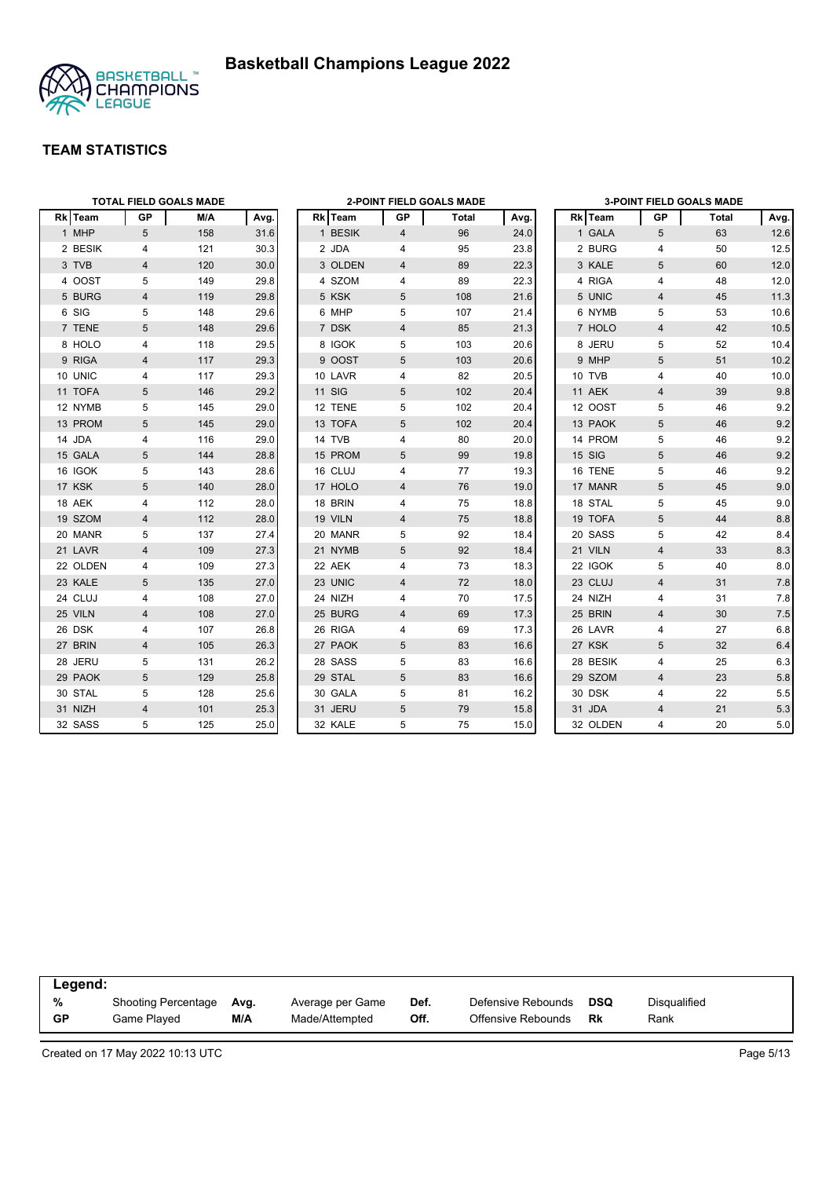# Basketball Champions League 2022

## TEAM STATISTICS

### TOTAL FIELD GOALS MADE

| Rk | Team | GP | M/A | Avg. |
|---|---|---|---|---|
| 1 | MHP | 5 | 158 | 31.6 |
| 2 | BESIK | 4 | 121 | 30.3 |
| 3 | TVB | 4 | 120 | 30.0 |
| 4 | OOST | 5 | 149 | 29.8 |
| 5 | BURG | 4 | 119 | 29.8 |
| 6 | SIG | 5 | 148 | 29.6 |
| 7 | TENE | 5 | 148 | 29.6 |
| 8 | HOLO | 4 | 118 | 29.5 |
| 9 | RIGA | 4 | 117 | 29.3 |
| 10 | UNIC | 4 | 117 | 29.3 |
| 11 | TOFA | 5 | 146 | 29.2 |
| 12 | NYMB | 5 | 145 | 29.0 |
| 13 | PROM | 5 | 145 | 29.0 |
| 14 | JDA | 4 | 116 | 29.0 |
| 15 | GALA | 5 | 144 | 28.8 |
| 16 | IGOK | 5 | 143 | 28.6 |
| 17 | KSK | 5 | 140 | 28.0 |
| 18 | AEK | 4 | 112 | 28.0 |
| 19 | SZOM | 4 | 112 | 28.0 |
| 20 | MANR | 5 | 137 | 27.4 |
| 21 | LAVR | 4 | 109 | 27.3 |
| 22 | OLDEN | 4 | 109 | 27.3 |
| 23 | KALE | 5 | 135 | 27.0 |
| 24 | CLUJ | 4 | 108 | 27.0 |
| 25 | VILN | 4 | 108 | 27.0 |
| 26 | DSK | 4 | 107 | 26.8 |
| 27 | BRIN | 4 | 105 | 26.3 |
| 28 | JERU | 5 | 131 | 26.2 |
| 29 | PAOK | 5 | 129 | 25.8 |
| 30 | STAL | 5 | 128 | 25.6 |
| 31 | NIZH | 4 | 101 | 25.3 |
| 32 | SASS | 5 | 125 | 25.0 |

### 2-POINT FIELD GOALS MADE

| Rk | Team | GP | Total | Avg. |
|---|---|---|---|---|
| 1 | BESIK | 4 | 96 | 24.0 |
| 2 | JDA | 4 | 95 | 23.8 |
| 3 | OLDEN | 4 | 89 | 22.3 |
| 4 | SZOM | 4 | 89 | 22.3 |
| 5 | KSK | 5 | 108 | 21.6 |
| 6 | MHP | 5 | 107 | 21.4 |
| 7 | DSK | 4 | 85 | 21.3 |
| 8 | IGOK | 5 | 103 | 20.6 |
| 9 | OOST | 5 | 103 | 20.6 |
| 10 | LAVR | 4 | 82 | 20.5 |
| 11 | SIG | 5 | 102 | 20.4 |
| 12 | TENE | 5 | 102 | 20.4 |
| 13 | TOFA | 5 | 102 | 20.4 |
| 14 | TVB | 4 | 80 | 20.0 |
| 15 | PROM | 5 | 99 | 19.8 |
| 16 | CLUJ | 4 | 77 | 19.3 |
| 17 | HOLO | 4 | 76 | 19.0 |
| 18 | BRIN | 4 | 75 | 18.8 |
| 19 | VILN | 4 | 75 | 18.8 |
| 20 | MANR | 5 | 92 | 18.4 |
| 21 | NYMB | 5 | 92 | 18.4 |
| 22 | AEK | 4 | 73 | 18.3 |
| 23 | UNIC | 4 | 72 | 18.0 |
| 24 | NIZH | 4 | 70 | 17.5 |
| 25 | BURG | 4 | 69 | 17.3 |
| 26 | RIGA | 4 | 69 | 17.3 |
| 27 | PAOK | 5 | 83 | 16.6 |
| 28 | SASS | 5 | 83 | 16.6 |
| 29 | STAL | 5 | 83 | 16.6 |
| 30 | GALA | 5 | 81 | 16.2 |
| 31 | JERU | 5 | 79 | 15.8 |
| 32 | KALE | 5 | 75 | 15.0 |

### 3-POINT FIELD GOALS MADE

| Rk | Team | GP | Total | Avg. |
|---|---|---|---|---|
| 1 | GALA | 5 | 63 | 12.6 |
| 2 | BURG | 4 | 50 | 12.5 |
| 3 | KALE | 5 | 60 | 12.0 |
| 4 | RIGA | 4 | 48 | 12.0 |
| 5 | UNIC | 4 | 45 | 11.3 |
| 6 | NYMB | 5 | 53 | 10.6 |
| 7 | HOLO | 4 | 42 | 10.5 |
| 8 | JERU | 5 | 52 | 10.4 |
| 9 | MHP | 5 | 51 | 10.2 |
| 10 | TVB | 4 | 40 | 10.0 |
| 11 | AEK | 4 | 39 | 9.8 |
| 12 | OOST | 5 | 46 | 9.2 |
| 13 | PAOK | 5 | 46 | 9.2 |
| 14 | PROM | 5 | 46 | 9.2 |
| 15 | SIG | 5 | 46 | 9.2 |
| 16 | TENE | 5 | 46 | 9.2 |
| 17 | MANR | 5 | 45 | 9.0 |
| 18 | STAL | 5 | 45 | 9.0 |
| 19 | TOFA | 5 | 44 | 8.8 |
| 20 | SASS | 5 | 42 | 8.4 |
| 21 | VILN | 4 | 33 | 8.3 |
| 22 | IGOK | 5 | 40 | 8.0 |
| 23 | CLUJ | 4 | 31 | 7.8 |
| 24 | NIZH | 4 | 31 | 7.8 |
| 25 | BRIN | 4 | 30 | 7.5 |
| 26 | LAVR | 4 | 27 | 6.8 |
| 27 | KSK | 5 | 32 | 6.4 |
| 28 | BESIK | 4 | 25 | 6.3 |
| 29 | SZOM | 4 | 23 | 5.8 |
| 30 | DSK | 4 | 22 | 5.5 |
| 31 | JDA | 4 | 21 | 5.3 |
| 32 | OLDEN | 4 | 20 | 5.0 |

**Legend:**

| | | | | | | | |
|---|---|---|---|---|---|---|---|
| % | Shooting Percentage | Avg. | Average per Game | Def. | Defensive Rebounds | DSQ | Disqualified |
| GP | Game Played | M/A | Made/Attempted | Off. | Offensive Rebounds | Rk | Rank |

Created on 17 May 2022 10:13 UTC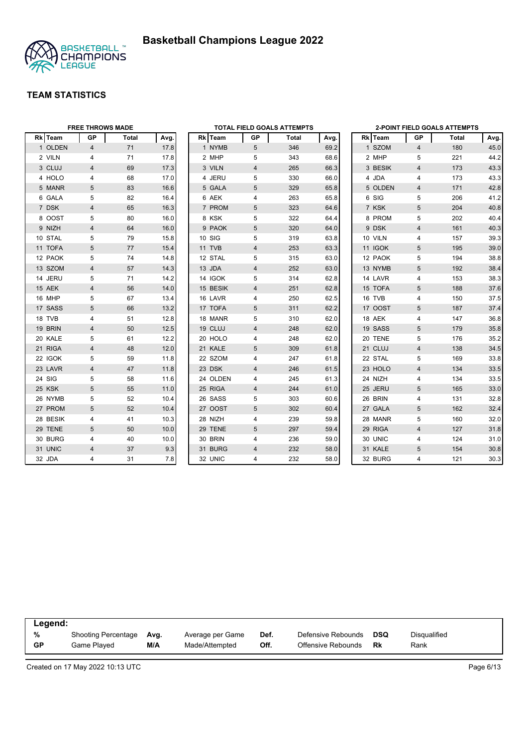# Basketball Champions League 2022

## TEAM STATISTICS

### FREE THROWS MADE

| Rk | Team | GP | Total | Avg. |
|---|---|---|---|---|
| 1 | OLDEN | 4 | 71 | 17.8 |
| 2 | VILN | 4 | 71 | 17.8 |
| 3 | CLUJ | 4 | 69 | 17.3 |
| 4 | HOLO | 4 | 68 | 17.0 |
| 5 | MANR | 5 | 83 | 16.6 |
| 6 | GALA | 5 | 82 | 16.4 |
| 7 | DSK | 4 | 65 | 16.3 |
| 8 | OOST | 5 | 80 | 16.0 |
| 9 | NIZH | 4 | 64 | 16.0 |
| 10 | STAL | 5 | 79 | 15.8 |
| 11 | TOFA | 5 | 77 | 15.4 |
| 12 | PAOK | 5 | 74 | 14.8 |
| 13 | SZOM | 4 | 57 | 14.3 |
| 14 | JERU | 5 | 71 | 14.2 |
| 15 | AEK | 4 | 56 | 14.0 |
| 16 | MHP | 5 | 67 | 13.4 |
| 17 | SASS | 5 | 66 | 13.2 |
| 18 | TVB | 4 | 51 | 12.8 |
| 19 | BRIN | 4 | 50 | 12.5 |
| 20 | KALE | 5 | 61 | 12.2 |
| 21 | RIGA | 4 | 48 | 12.0 |
| 22 | IGOK | 5 | 59 | 11.8 |
| 23 | LAVR | 4 | 47 | 11.8 |
| 24 | SIG | 5 | 58 | 11.6 |
| 25 | KSK | 5 | 55 | 11.0 |
| 26 | NYMB | 5 | 52 | 10.4 |
| 27 | PROM | 5 | 52 | 10.4 |
| 28 | BESIK | 4 | 41 | 10.3 |
| 29 | TENE | 5 | 50 | 10.0 |
| 30 | BURG | 4 | 40 | 10.0 |
| 31 | UNIC | 4 | 37 | 9.3 |
| 32 | JDA | 4 | 31 | 7.8 |

### TOTAL FIELD GOALS ATTEMPTS

| Rk | Team | GP | Total | Avg. |
|---|---|---|---|---|
| 1 | NYMB | 5 | 346 | 69.2 |
| 2 | MHP | 5 | 343 | 68.6 |
| 3 | VILN | 4 | 265 | 66.3 |
| 4 | JERU | 5 | 330 | 66.0 |
| 5 | GALA | 5 | 329 | 65.8 |
| 6 | AEK | 4 | 263 | 65.8 |
| 7 | PROM | 5 | 323 | 64.6 |
| 8 | KSK | 5 | 322 | 64.4 |
| 9 | PAOK | 5 | 320 | 64.0 |
| 10 | SIG | 5 | 319 | 63.8 |
| 11 | TVB | 4 | 253 | 63.3 |
| 12 | STAL | 5 | 315 | 63.0 |
| 13 | JDA | 4 | 252 | 63.0 |
| 14 | IGOK | 5 | 314 | 62.8 |
| 15 | BESIK | 4 | 251 | 62.8 |
| 16 | LAVR | 4 | 250 | 62.5 |
| 17 | TOFA | 5 | 311 | 62.2 |
| 18 | MANR | 5 | 310 | 62.0 |
| 19 | CLUJ | 4 | 248 | 62.0 |
| 20 | HOLO | 4 | 248 | 62.0 |
| 21 | KALE | 5 | 309 | 61.8 |
| 22 | SZOM | 4 | 247 | 61.8 |
| 23 | DSK | 4 | 246 | 61.5 |
| 24 | OLDEN | 4 | 245 | 61.3 |
| 25 | RIGA | 4 | 244 | 61.0 |
| 26 | SASS | 5 | 303 | 60.6 |
| 27 | OOST | 5 | 302 | 60.4 |
| 28 | NIZH | 4 | 239 | 59.8 |
| 29 | TENE | 5 | 297 | 59.4 |
| 30 | BRIN | 4 | 236 | 59.0 |
| 31 | BURG | 4 | 232 | 58.0 |
| 32 | UNIC | 4 | 232 | 58.0 |

### 2-POINT FIELD GOALS ATTEMPTS

| Rk | Team | GP | Total | Avg. |
|---|---|---|---|---|
| 1 | SZOM | 4 | 180 | 45.0 |
| 2 | MHP | 5 | 221 | 44.2 |
| 3 | BESIK | 4 | 173 | 43.3 |
| 4 | JDA | 4 | 173 | 43.3 |
| 5 | OLDEN | 4 | 171 | 42.8 |
| 6 | SIG | 5 | 206 | 41.2 |
| 7 | KSK | 5 | 204 | 40.8 |
| 8 | PROM | 5 | 202 | 40.4 |
| 9 | DSK | 4 | 161 | 40.3 |
| 10 | VILN | 4 | 157 | 39.3 |
| 11 | IGOK | 5 | 195 | 39.0 |
| 12 | PAOK | 5 | 194 | 38.8 |
| 13 | NYMB | 5 | 192 | 38.4 |
| 14 | LAVR | 4 | 153 | 38.3 |
| 15 | TOFA | 5 | 188 | 37.6 |
| 16 | TVB | 4 | 150 | 37.5 |
| 17 | OOST | 5 | 187 | 37.4 |
| 18 | AEK | 4 | 147 | 36.8 |
| 19 | SASS | 5 | 179 | 35.8 |
| 20 | TENE | 5 | 176 | 35.2 |
| 21 | CLUJ | 4 | 138 | 34.5 |
| 22 | STAL | 5 | 169 | 33.8 |
| 23 | HOLO | 4 | 134 | 33.5 |
| 24 | NIZH | 4 | 134 | 33.5 |
| 25 | JERU | 5 | 165 | 33.0 |
| 26 | BRIN | 4 | 131 | 32.8 |
| 27 | GALA | 5 | 162 | 32.4 |
| 28 | MANR | 5 | 160 | 32.0 |
| 29 | RIGA | 4 | 127 | 31.8 |
| 30 | UNIC | 4 | 124 | 31.0 |
| 31 | KALE | 5 | 154 | 30.8 |
| 32 | BURG | 4 | 121 | 30.3 |

**Legend:**

| | | | | | | | |
|---|---|---|---|---|---|---|---|
| % | Shooting Percentage | Avg. | Average per Game | Def. | Defensive Rebounds | DSQ | Disqualified |
| GP | Game Played | M/A | Made/Attempted | Off. | Offensive Rebounds | Rk | Rank |

Created on 17 May 2022 10:13 UTC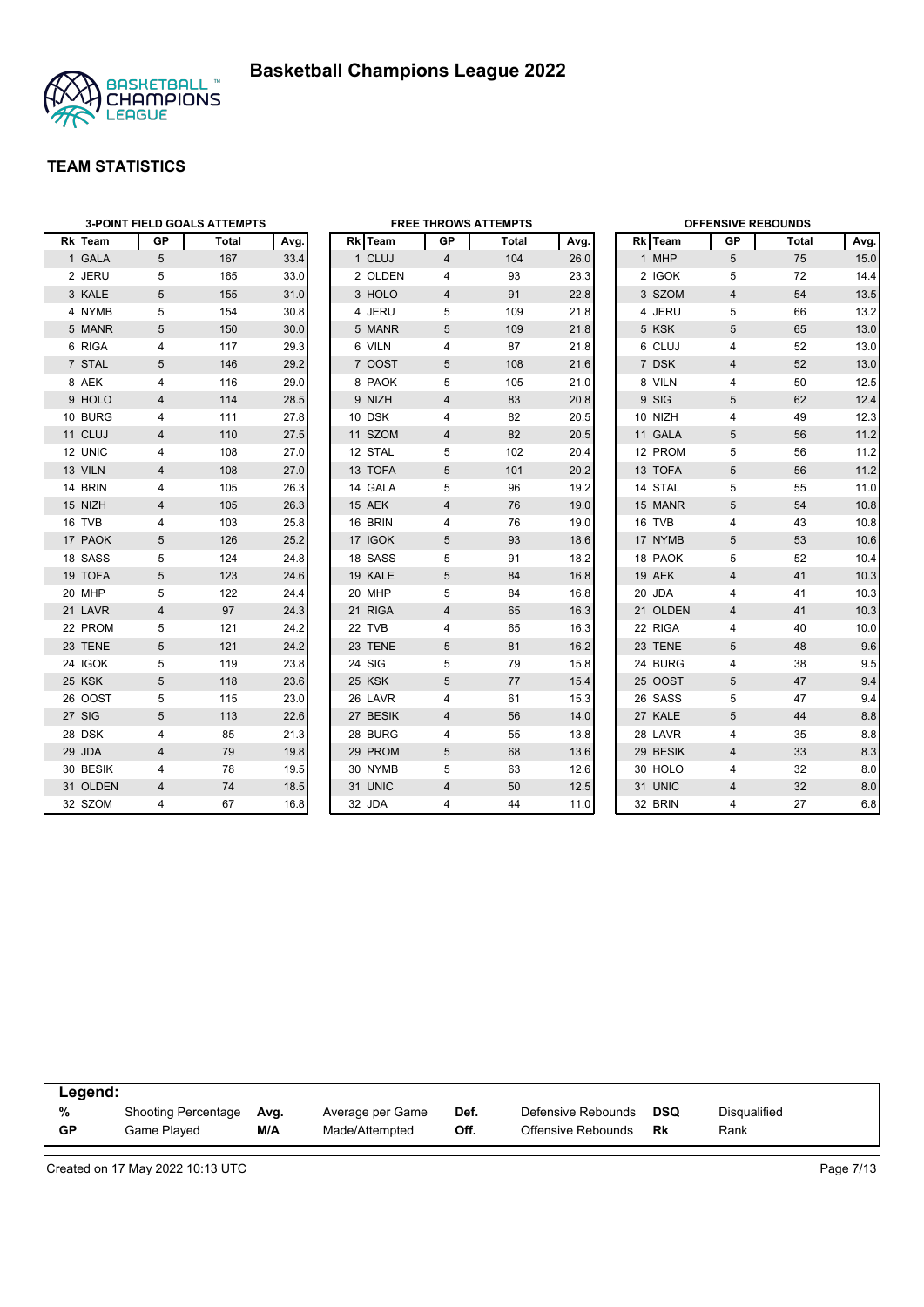# Basketball Champions League 2022

## TEAM STATISTICS

### 3-POINT FIELD GOALS ATTEMPTS

| Rk | Team | GP | Total | Avg. |
|---|---|---|---|---|
| 1 | GALA | 5 | 167 | 33.4 |
| 2 | JERU | 5 | 165 | 33.0 |
| 3 | KALE | 5 | 155 | 31.0 |
| 4 | NYMB | 5 | 154 | 30.8 |
| 5 | MANR | 5 | 150 | 30.0 |
| 6 | RIGA | 4 | 117 | 29.3 |
| 7 | STAL | 5 | 146 | 29.2 |
| 8 | AEK | 4 | 116 | 29.0 |
| 9 | HOLO | 4 | 114 | 28.5 |
| 10 | BURG | 4 | 111 | 27.8 |
| 11 | CLUJ | 4 | 110 | 27.5 |
| 12 | UNIC | 4 | 108 | 27.0 |
| 13 | VILN | 4 | 108 | 27.0 |
| 14 | BRIN | 4 | 105 | 26.3 |
| 15 | NIZH | 4 | 105 | 26.3 |
| 16 | TVB | 4 | 103 | 25.8 |
| 17 | PAOK | 5 | 126 | 25.2 |
| 18 | SASS | 5 | 124 | 24.8 |
| 19 | TOFA | 5 | 123 | 24.6 |
| 20 | MHP | 5 | 122 | 24.4 |
| 21 | LAVR | 4 | 97 | 24.3 |
| 22 | PROM | 5 | 121 | 24.2 |
| 23 | TENE | 5 | 121 | 24.2 |
| 24 | IGOK | 5 | 119 | 23.8 |
| 25 | KSK | 5 | 118 | 23.6 |
| 26 | OOST | 5 | 115 | 23.0 |
| 27 | SIG | 5 | 113 | 22.6 |
| 28 | DSK | 4 | 85 | 21.3 |
| 29 | JDA | 4 | 79 | 19.8 |
| 30 | BESIK | 4 | 78 | 19.5 |
| 31 | OLDEN | 4 | 74 | 18.5 |
| 32 | SZOM | 4 | 67 | 16.8 |

### FREE THROWS ATTEMPTS

| Rk | Team | GP | Total | Avg. |
|---|---|---|---|---|
| 1 | CLUJ | 4 | 104 | 26.0 |
| 2 | OLDEN | 4 | 93 | 23.3 |
| 3 | HOLO | 4 | 91 | 22.8 |
| 4 | JERU | 5 | 109 | 21.8 |
| 5 | MANR | 5 | 109 | 21.8 |
| 6 | VILN | 4 | 87 | 21.8 |
| 7 | OOST | 5 | 108 | 21.6 |
| 8 | PAOK | 5 | 105 | 21.0 |
| 9 | NIZH | 4 | 83 | 20.8 |
| 10 | DSK | 4 | 82 | 20.5 |
| 11 | SZOM | 4 | 82 | 20.5 |
| 12 | STAL | 5 | 102 | 20.4 |
| 13 | TOFA | 5 | 101 | 20.2 |
| 14 | GALA | 5 | 96 | 19.2 |
| 15 | AEK | 4 | 76 | 19.0 |
| 16 | BRIN | 4 | 76 | 19.0 |
| 17 | IGOK | 5 | 93 | 18.6 |
| 18 | SASS | 5 | 91 | 18.2 |
| 19 | KALE | 5 | 84 | 16.8 |
| 20 | MHP | 5 | 84 | 16.8 |
| 21 | RIGA | 4 | 65 | 16.3 |
| 22 | TVB | 4 | 65 | 16.3 |
| 23 | TENE | 5 | 81 | 16.2 |
| 24 | SIG | 5 | 79 | 15.8 |
| 25 | KSK | 5 | 77 | 15.4 |
| 26 | LAVR | 4 | 61 | 15.3 |
| 27 | BESIK | 4 | 56 | 14.0 |
| 28 | BURG | 4 | 55 | 13.8 |
| 29 | PROM | 5 | 68 | 13.6 |
| 30 | NYMB | 5 | 63 | 12.6 |
| 31 | UNIC | 4 | 50 | 12.5 |
| 32 | JDA | 4 | 44 | 11.0 |

### OFFENSIVE REBOUNDS

| Rk | Team | GP | Total | Avg. |
|---|---|---|---|---|
| 1 | MHP | 5 | 75 | 15.0 |
| 2 | IGOK | 5 | 72 | 14.4 |
| 3 | SZOM | 4 | 54 | 13.5 |
| 4 | JERU | 5 | 66 | 13.2 |
| 5 | KSK | 5 | 65 | 13.0 |
| 6 | CLUJ | 4 | 52 | 13.0 |
| 7 | DSK | 4 | 52 | 13.0 |
| 8 | VILN | 4 | 50 | 12.5 |
| 9 | SIG | 5 | 62 | 12.4 |
| 10 | NIZH | 4 | 49 | 12.3 |
| 11 | GALA | 5 | 56 | 11.2 |
| 12 | PROM | 5 | 56 | 11.2 |
| 13 | TOFA | 5 | 56 | 11.2 |
| 14 | STAL | 5 | 55 | 11.0 |
| 15 | MANR | 5 | 54 | 10.8 |
| 16 | TVB | 4 | 43 | 10.8 |
| 17 | NYMB | 5 | 53 | 10.6 |
| 18 | PAOK | 5 | 52 | 10.4 |
| 19 | AEK | 4 | 41 | 10.3 |
| 20 | JDA | 4 | 41 | 10.3 |
| 21 | OLDEN | 4 | 41 | 10.3 |
| 22 | RIGA | 4 | 40 | 10.0 |
| 23 | TENE | 5 | 48 | 9.6 |
| 24 | BURG | 4 | 38 | 9.5 |
| 25 | OOST | 5 | 47 | 9.4 |
| 26 | SASS | 5 | 47 | 9.4 |
| 27 | KALE | 5 | 44 | 8.8 |
| 28 | LAVR | 4 | 35 | 8.8 |
| 29 | BESIK | 4 | 33 | 8.3 |
| 30 | HOLO | 4 | 32 | 8.0 |
| 31 | UNIC | 4 | 32 | 8.0 |
| 32 | BRIN | 4 | 27 | 6.8 |

**Legend:**

| | | | | | | | |
|---|---|---|---|---|---|---|---|
| % | Shooting Percentage | Avg. | Average per Game | Def. | Defensive Rebounds | DSQ | Disqualified |
| GP | Game Played | M/A | Made/Attempted | Off. | Offensive Rebounds | Rk | Rank |

Created on 17 May 2022 10:13 UTC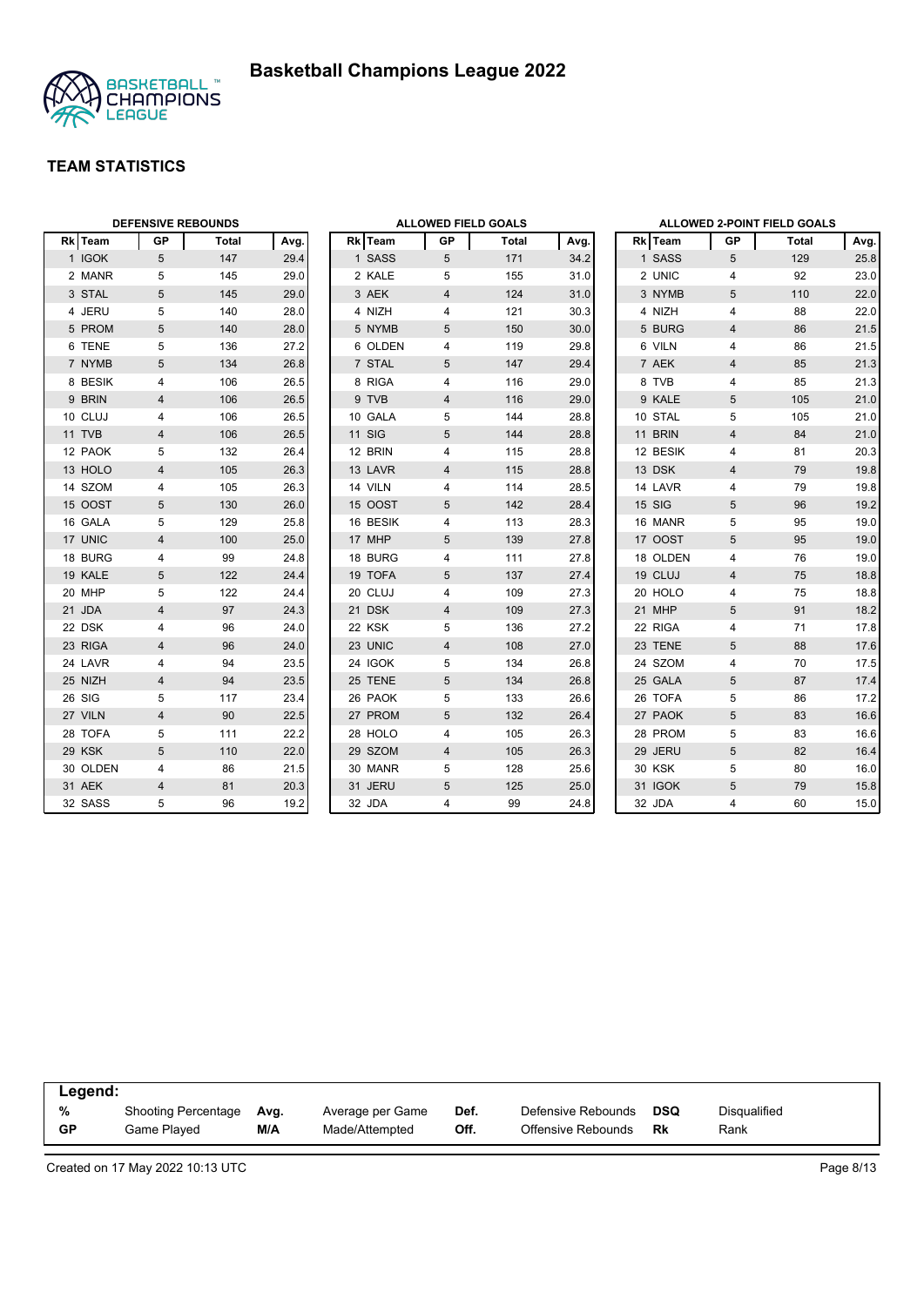# Basketball Champions League 2022

## TEAM STATISTICS

### DEFENSIVE REBOUNDS

| Rk | Team | GP | Total | Avg. |
|---|---|---|---|---|
| 1 | IGOK | 5 | 147 | 29.4 |
| 2 | MANR | 5 | 145 | 29.0 |
| 3 | STAL | 5 | 145 | 29.0 |
| 4 | JERU | 5 | 140 | 28.0 |
| 5 | PROM | 5 | 140 | 28.0 |
| 6 | TENE | 5 | 136 | 27.2 |
| 7 | NYMB | 5 | 134 | 26.8 |
| 8 | BESIK | 4 | 106 | 26.5 |
| 9 | BRIN | 4 | 106 | 26.5 |
| 10 | CLUJ | 4 | 106 | 26.5 |
| 11 | TVB | 4 | 106 | 26.5 |
| 12 | PAOK | 5 | 132 | 26.4 |
| 13 | HOLO | 4 | 105 | 26.3 |
| 14 | SZOM | 4 | 105 | 26.3 |
| 15 | OOST | 5 | 130 | 26.0 |
| 16 | GALA | 5 | 129 | 25.8 |
| 17 | UNIC | 4 | 100 | 25.0 |
| 18 | BURG | 4 | 99 | 24.8 |
| 19 | KALE | 5 | 122 | 24.4 |
| 20 | MHP | 5 | 122 | 24.4 |
| 21 | JDA | 4 | 97 | 24.3 |
| 22 | DSK | 4 | 96 | 24.0 |
| 23 | RIGA | 4 | 96 | 24.0 |
| 24 | LAVR | 4 | 94 | 23.5 |
| 25 | NIZH | 4 | 94 | 23.5 |
| 26 | SIG | 5 | 117 | 23.4 |
| 27 | VILN | 4 | 90 | 22.5 |
| 28 | TOFA | 5 | 111 | 22.2 |
| 29 | KSK | 5 | 110 | 22.0 |
| 30 | OLDEN | 4 | 86 | 21.5 |
| 31 | AEK | 4 | 81 | 20.3 |
| 32 | SASS | 5 | 96 | 19.2 |

### ALLOWED FIELD GOALS

| Rk | Team | GP | Total | Avg. |
|---|---|---|---|---|
| 1 | SASS | 5 | 171 | 34.2 |
| 2 | KALE | 5 | 155 | 31.0 |
| 3 | AEK | 4 | 124 | 31.0 |
| 4 | NIZH | 4 | 121 | 30.3 |
| 5 | NYMB | 5 | 150 | 30.0 |
| 6 | OLDEN | 4 | 119 | 29.8 |
| 7 | STAL | 5 | 147 | 29.4 |
| 8 | RIGA | 4 | 116 | 29.0 |
| 9 | TVB | 4 | 116 | 29.0 |
| 10 | GALA | 5 | 144 | 28.8 |
| 11 | SIG | 5 | 144 | 28.8 |
| 12 | BRIN | 4 | 115 | 28.8 |
| 13 | LAVR | 4 | 115 | 28.8 |
| 14 | VILN | 4 | 114 | 28.5 |
| 15 | OOST | 5 | 142 | 28.4 |
| 16 | BESIK | 4 | 113 | 28.3 |
| 17 | MHP | 5 | 139 | 27.8 |
| 18 | BURG | 4 | 111 | 27.8 |
| 19 | TOFA | 5 | 137 | 27.4 |
| 20 | CLUJ | 4 | 109 | 27.3 |
| 21 | DSK | 4 | 109 | 27.3 |
| 22 | KSK | 5 | 136 | 27.2 |
| 23 | UNIC | 4 | 108 | 27.0 |
| 24 | IGOK | 5 | 134 | 26.8 |
| 25 | TENE | 5 | 134 | 26.8 |
| 26 | PAOK | 5 | 133 | 26.6 |
| 27 | PROM | 5 | 132 | 26.4 |
| 28 | HOLO | 4 | 105 | 26.3 |
| 29 | SZOM | 4 | 105 | 26.3 |
| 30 | MANR | 5 | 128 | 25.6 |
| 31 | JERU | 5 | 125 | 25.0 |
| 32 | JDA | 4 | 99 | 24.8 |

### ALLOWED 2-POINT FIELD GOALS

| Rk | Team | GP | Total | Avg. |
|---|---|---|---|---|
| 1 | SASS | 5 | 129 | 25.8 |
| 2 | UNIC | 4 | 92 | 23.0 |
| 3 | NYMB | 5 | 110 | 22.0 |
| 4 | NIZH | 4 | 88 | 22.0 |
| 5 | BURG | 4 | 86 | 21.5 |
| 6 | VILN | 4 | 86 | 21.5 |
| 7 | AEK | 4 | 85 | 21.3 |
| 8 | TVB | 4 | 85 | 21.3 |
| 9 | KALE | 5 | 105 | 21.0 |
| 10 | STAL | 5 | 105 | 21.0 |
| 11 | BRIN | 4 | 84 | 21.0 |
| 12 | BESIK | 4 | 81 | 20.3 |
| 13 | DSK | 4 | 79 | 19.8 |
| 14 | LAVR | 4 | 79 | 19.8 |
| 15 | SIG | 5 | 96 | 19.2 |
| 16 | MANR | 5 | 95 | 19.0 |
| 17 | OOST | 5 | 95 | 19.0 |
| 18 | OLDEN | 4 | 76 | 19.0 |
| 19 | CLUJ | 4 | 75 | 18.8 |
| 20 | HOLO | 4 | 75 | 18.8 |
| 21 | MHP | 5 | 91 | 18.2 |
| 22 | RIGA | 4 | 71 | 17.8 |
| 23 | TENE | 5 | 88 | 17.6 |
| 24 | SZOM | 4 | 70 | 17.5 |
| 25 | GALA | 5 | 87 | 17.4 |
| 26 | TOFA | 5 | 86 | 17.2 |
| 27 | PAOK | 5 | 83 | 16.6 |
| 28 | PROM | 5 | 83 | 16.6 |
| 29 | JERU | 5 | 82 | 16.4 |
| 30 | KSK | 5 | 80 | 16.0 |
| 31 | IGOK | 5 | 79 | 15.8 |
| 32 | JDA | 4 | 60 | 15.0 |

**Legend:**

| | | | | | | | |
|---|---|---|---|---|---|---|---|
| % | Shooting Percentage | Avg. | Average per Game | Def. | Defensive Rebounds | DSQ | Disqualified |
| GP | Game Played | M/A | Made/Attempted | Off. | Offensive Rebounds | Rk | Rank |

Created on 17 May 2022 10:13 UTC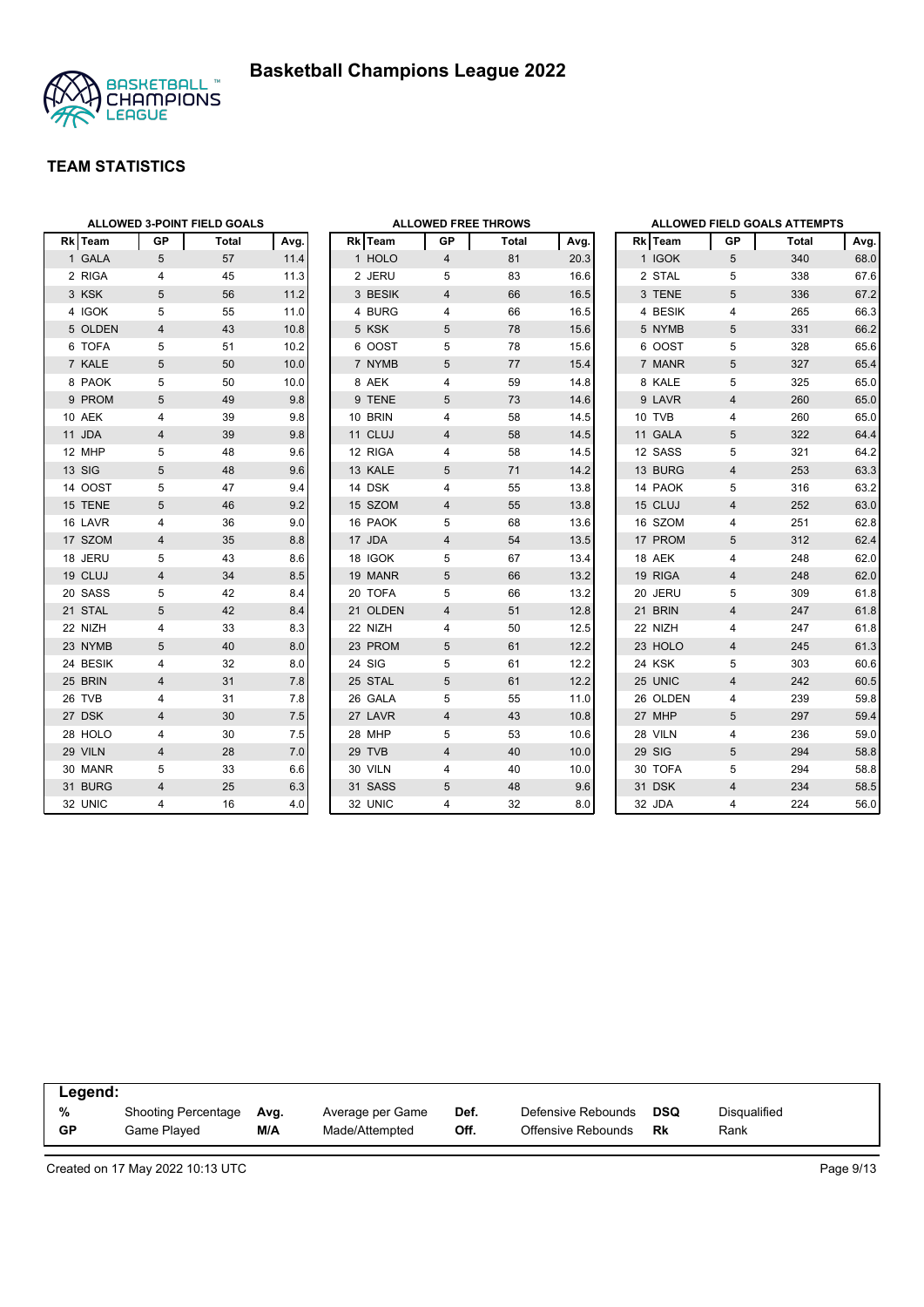# Basketball Champions League 2022

## TEAM STATISTICS

### ALLOWED 3-POINT FIELD GOALS

| Rk | Team | GP | Total | Avg. |
|---|---|---|---|---|
| 1 | GALA | 5 | 57 | 11.4 |
| 2 | RIGA | 4 | 45 | 11.3 |
| 3 | KSK | 5 | 56 | 11.2 |
| 4 | IGOK | 5 | 55 | 11.0 |
| 5 | OLDEN | 4 | 43 | 10.8 |
| 6 | TOFA | 5 | 51 | 10.2 |
| 7 | KALE | 5 | 50 | 10.0 |
| 8 | PAOK | 5 | 50 | 10.0 |
| 9 | PROM | 5 | 49 | 9.8 |
| 10 | AEK | 4 | 39 | 9.8 |
| 11 | JDA | 4 | 39 | 9.8 |
| 12 | MHP | 5 | 48 | 9.6 |
| 13 | SIG | 5 | 48 | 9.6 |
| 14 | OOST | 5 | 47 | 9.4 |
| 15 | TENE | 5 | 46 | 9.2 |
| 16 | LAVR | 4 | 36 | 9.0 |
| 17 | SZOM | 4 | 35 | 8.8 |
| 18 | JERU | 5 | 43 | 8.6 |
| 19 | CLUJ | 4 | 34 | 8.5 |
| 20 | SASS | 5 | 42 | 8.4 |
| 21 | STAL | 5 | 42 | 8.4 |
| 22 | NIZH | 4 | 33 | 8.3 |
| 23 | NYMB | 5 | 40 | 8.0 |
| 24 | BESIK | 4 | 32 | 8.0 |
| 25 | BRIN | 4 | 31 | 7.8 |
| 26 | TVB | 4 | 31 | 7.8 |
| 27 | DSK | 4 | 30 | 7.5 |
| 28 | HOLO | 4 | 30 | 7.5 |
| 29 | VILN | 4 | 28 | 7.0 |
| 30 | MANR | 5 | 33 | 6.6 |
| 31 | BURG | 4 | 25 | 6.3 |
| 32 | UNIC | 4 | 16 | 4.0 |

### ALLOWED FREE THROWS

| Rk | Team | GP | Total | Avg. |
|---|---|---|---|---|
| 1 | HOLO | 4 | 81 | 20.3 |
| 2 | JERU | 5 | 83 | 16.6 |
| 3 | BESIK | 4 | 66 | 16.5 |
| 4 | BURG | 4 | 66 | 16.5 |
| 5 | KSK | 5 | 78 | 15.6 |
| 6 | OOST | 5 | 78 | 15.6 |
| 7 | NYMB | 5 | 77 | 15.4 |
| 8 | AEK | 4 | 59 | 14.8 |
| 9 | TENE | 5 | 73 | 14.6 |
| 10 | BRIN | 4 | 58 | 14.5 |
| 11 | CLUJ | 4 | 58 | 14.5 |
| 12 | RIGA | 4 | 58 | 14.5 |
| 13 | KALE | 5 | 71 | 14.2 |
| 14 | DSK | 4 | 55 | 13.8 |
| 15 | SZOM | 4 | 55 | 13.8 |
| 16 | PAOK | 5 | 68 | 13.6 |
| 17 | JDA | 4 | 54 | 13.5 |
| 18 | IGOK | 5 | 67 | 13.4 |
| 19 | MANR | 5 | 66 | 13.2 |
| 20 | TOFA | 5 | 66 | 13.2 |
| 21 | OLDEN | 4 | 51 | 12.8 |
| 22 | NIZH | 4 | 50 | 12.5 |
| 23 | PROM | 5 | 61 | 12.2 |
| 24 | SIG | 5 | 61 | 12.2 |
| 25 | STAL | 5 | 61 | 12.2 |
| 26 | GALA | 5 | 55 | 11.0 |
| 27 | LAVR | 4 | 43 | 10.8 |
| 28 | MHP | 5 | 53 | 10.6 |
| 29 | TVB | 4 | 40 | 10.0 |
| 30 | VILN | 4 | 40 | 10.0 |
| 31 | SASS | 5 | 48 | 9.6 |
| 32 | UNIC | 4 | 32 | 8.0 |

### ALLOWED FIELD GOALS ATTEMPTS

| Rk | Team | GP | Total | Avg. |
|---|---|---|---|---|
| 1 | IGOK | 5 | 340 | 68.0 |
| 2 | STAL | 5 | 338 | 67.6 |
| 3 | TENE | 5 | 336 | 67.2 |
| 4 | BESIK | 4 | 265 | 66.3 |
| 5 | NYMB | 5 | 331 | 66.2 |
| 6 | OOST | 5 | 328 | 65.6 |
| 7 | MANR | 5 | 327 | 65.4 |
| 8 | KALE | 5 | 325 | 65.0 |
| 9 | LAVR | 4 | 260 | 65.0 |
| 10 | TVB | 4 | 260 | 65.0 |
| 11 | GALA | 5 | 322 | 64.4 |
| 12 | SASS | 5 | 321 | 64.2 |
| 13 | BURG | 4 | 253 | 63.3 |
| 14 | PAOK | 5 | 316 | 63.2 |
| 15 | CLUJ | 4 | 252 | 63.0 |
| 16 | SZOM | 4 | 251 | 62.8 |
| 17 | PROM | 5 | 312 | 62.4 |
| 18 | AEK | 4 | 248 | 62.0 |
| 19 | RIGA | 4 | 248 | 62.0 |
| 20 | JERU | 5 | 309 | 61.8 |
| 21 | BRIN | 4 | 247 | 61.8 |
| 22 | NIZH | 4 | 247 | 61.8 |
| 23 | HOLO | 4 | 245 | 61.3 |
| 24 | KSK | 5 | 303 | 60.6 |
| 25 | UNIC | 4 | 242 | 60.5 |
| 26 | OLDEN | 4 | 239 | 59.8 |
| 27 | MHP | 5 | 297 | 59.4 |
| 28 | VILN | 4 | 236 | 59.0 |
| 29 | SIG | 5 | 294 | 58.8 |
| 30 | TOFA | 5 | 294 | 58.8 |
| 31 | DSK | 4 | 234 | 58.5 |
| 32 | JDA | 4 | 224 | 56.0 |

**Legend:**

| | | | | | | | |
|---|---|---|---|---|---|---|---|
| **%** | Shooting Percentage | **Avg.** | Average per Game | **Def.** | Defensive Rebounds | **DSQ** | Disqualified |
| **GP** | Game Played | **M/A** | Made/Attempted | **Off.** | Offensive Rebounds | **Rk** | Rank |

Created on 17 May 2022 10:13 UTC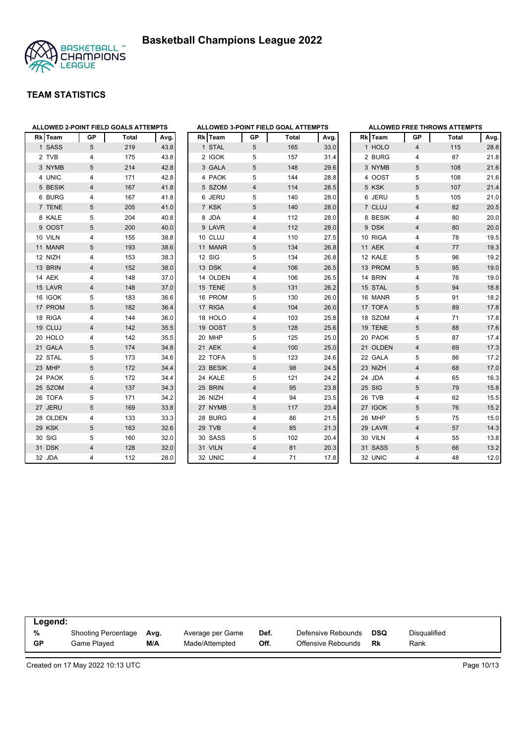# Basketball Champions League 2022

## TEAM STATISTICS

### ALLOWED 2-POINT FIELD GOALS ATTEMPTS

| Rk | Team | GP | Total | Avg. |
|---|---|---|---|---|
| 1 | SASS | 5 | 219 | 43.8 |
| 2 | TVB | 4 | 175 | 43.8 |
| 3 | NYMB | 5 | 214 | 42.8 |
| 4 | UNIC | 4 | 171 | 42.8 |
| 5 | BESIK | 4 | 167 | 41.8 |
| 6 | BURG | 4 | 167 | 41.8 |
| 7 | TENE | 5 | 205 | 41.0 |
| 8 | KALE | 5 | 204 | 40.8 |
| 9 | OOST | 5 | 200 | 40.0 |
| 10 | VILN | 4 | 155 | 38.8 |
| 11 | MANR | 5 | 193 | 38.6 |
| 12 | NIZH | 4 | 153 | 38.3 |
| 13 | BRIN | 4 | 152 | 38.0 |
| 14 | AEK | 4 | 148 | 37.0 |
| 15 | LAVR | 4 | 148 | 37.0 |
| 16 | IGOK | 5 | 183 | 36.6 |
| 17 | PROM | 5 | 182 | 36.4 |
| 18 | RIGA | 4 | 144 | 36.0 |
| 19 | CLUJ | 4 | 142 | 35.5 |
| 20 | HOLO | 4 | 142 | 35.5 |
| 21 | GALA | 5 | 174 | 34.8 |
| 22 | STAL | 5 | 173 | 34.6 |
| 23 | MHP | 5 | 172 | 34.4 |
| 24 | PAOK | 5 | 172 | 34.4 |
| 25 | SZOM | 4 | 137 | 34.3 |
| 26 | TOFA | 5 | 171 | 34.2 |
| 27 | JERU | 5 | 169 | 33.8 |
| 28 | OLDEN | 4 | 133 | 33.3 |
| 29 | KSK | 5 | 163 | 32.6 |
| 30 | SIG | 5 | 160 | 32.0 |
| 31 | DSK | 4 | 128 | 32.0 |
| 32 | JDA | 4 | 112 | 28.0 |

### ALLOWED 3-POINT FIELD GOAL ATTEMPTS

| Rk | Team | GP | Total | Avg. |
|---|---|---|---|---|
| 1 | STAL | 5 | 165 | 33.0 |
| 2 | IGOK | 5 | 157 | 31.4 |
| 3 | GALA | 5 | 148 | 29.6 |
| 4 | PAOK | 5 | 144 | 28.8 |
| 5 | SZOM | 4 | 114 | 28.5 |
| 6 | JERU | 5 | 140 | 28.0 |
| 7 | KSK | 5 | 140 | 28.0 |
| 8 | JDA | 4 | 112 | 28.0 |
| 9 | LAVR | 4 | 112 | 28.0 |
| 10 | CLUJ | 4 | 110 | 27.5 |
| 11 | MANR | 5 | 134 | 26.8 |
| 12 | SIG | 5 | 134 | 26.8 |
| 13 | DSK | 4 | 106 | 26.5 |
| 14 | OLDEN | 4 | 106 | 26.5 |
| 15 | TENE | 5 | 131 | 26.2 |
| 16 | PROM | 5 | 130 | 26.0 |
| 17 | RIGA | 4 | 104 | 26.0 |
| 18 | HOLO | 4 | 103 | 25.8 |
| 19 | OOST | 5 | 128 | 25.6 |
| 20 | MHP | 5 | 125 | 25.0 |
| 21 | AEK | 4 | 100 | 25.0 |
| 22 | TOFA | 5 | 123 | 24.6 |
| 23 | BESIK | 4 | 98 | 24.5 |
| 24 | KALE | 5 | 121 | 24.2 |
| 25 | BRIN | 4 | 95 | 23.8 |
| 26 | NIZH | 4 | 94 | 23.5 |
| 27 | NYMB | 5 | 117 | 23.4 |
| 28 | BURG | 4 | 86 | 21.5 |
| 29 | TVB | 4 | 85 | 21.3 |
| 30 | SASS | 5 | 102 | 20.4 |
| 31 | VILN | 4 | 81 | 20.3 |
| 32 | UNIC | 4 | 71 | 17.8 |

### ALLOWED FREE THROWS ATTEMPTS

| Rk | Team | GP | Total | Avg. |
|---|---|---|---|---|
| 1 | HOLO | 4 | 115 | 28.8 |
| 2 | BURG | 4 | 87 | 21.8 |
| 3 | NYMB | 5 | 108 | 21.6 |
| 4 | OOST | 5 | 108 | 21.6 |
| 5 | KSK | 5 | 107 | 21.4 |
| 6 | JERU | 5 | 105 | 21.0 |
| 7 | CLUJ | 4 | 82 | 20.5 |
| 8 | BESIK | 4 | 80 | 20.0 |
| 9 | DSK | 4 | 80 | 20.0 |
| 10 | RIGA | 4 | 78 | 19.5 |
| 11 | AEK | 4 | 77 | 19.3 |
| 12 | KALE | 5 | 96 | 19.2 |
| 13 | PROM | 5 | 95 | 19.0 |
| 14 | BRIN | 4 | 76 | 19.0 |
| 15 | STAL | 5 | 94 | 18.8 |
| 16 | MANR | 5 | 91 | 18.2 |
| 17 | TOFA | 5 | 89 | 17.8 |
| 18 | SZOM | 4 | 71 | 17.8 |
| 19 | TENE | 5 | 88 | 17.6 |
| 20 | PAOK | 5 | 87 | 17.4 |
| 21 | OLDEN | 4 | 69 | 17.3 |
| 22 | GALA | 5 | 86 | 17.2 |
| 23 | NIZH | 4 | 68 | 17.0 |
| 24 | JDA | 4 | 65 | 16.3 |
| 25 | SIG | 5 | 79 | 15.8 |
| 26 | TVB | 4 | 62 | 15.5 |
| 27 | IGOK | 5 | 76 | 15.2 |
| 28 | MHP | 5 | 75 | 15.0 |
| 29 | LAVR | 4 | 57 | 14.3 |
| 30 | VILN | 4 | 55 | 13.8 |
| 31 | SASS | 5 | 66 | 13.2 |
| 32 | UNIC | 4 | 48 | 12.0 |

**Legend:**

| | | | | | | | |
|---|---|---|---|---|---|---|---|
| % | Shooting Percentage | Avg. | Average per Game | Def. | Defensive Rebounds | DSQ | Disqualified |
| GP | Game Played | M/A | Made/Attempted | Off. | Offensive Rebounds | Rk | Rank |

Created on 17 May 2022 10:13 UTC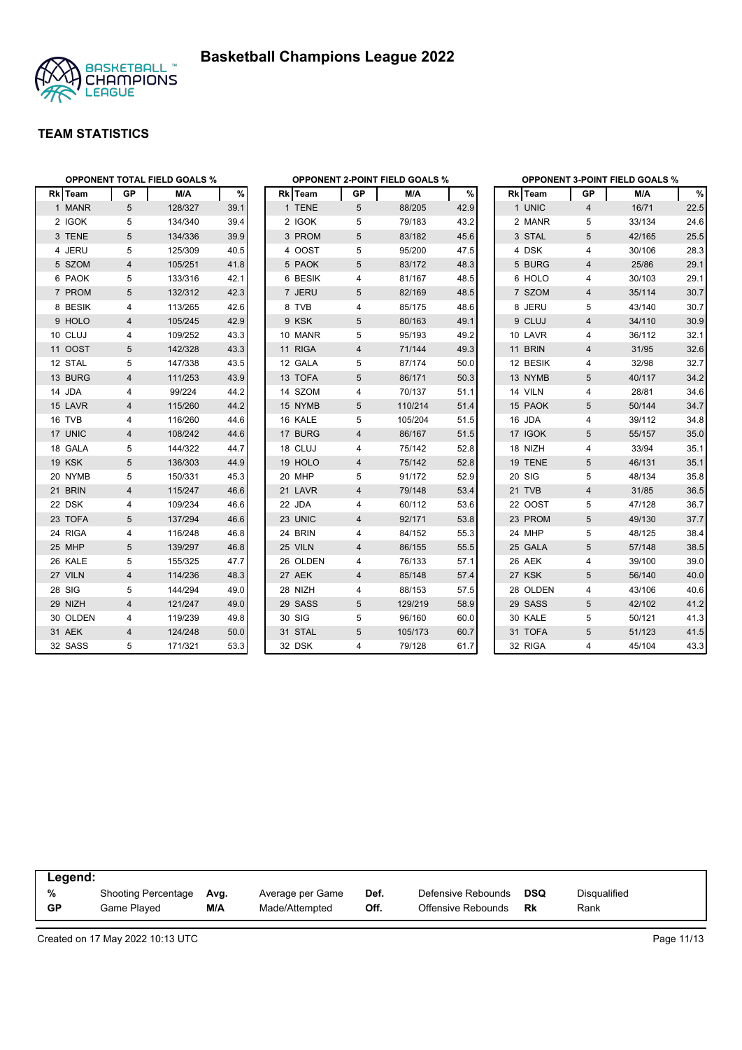# Basketball Champions League 2022

## TEAM STATISTICS

### OPPONENT TOTAL FIELD GOALS %

| Rk | Team | GP | M/A | % |
|---|---|---|---|---|
| 1 | MANR | 5 | 128/327 | 39.1 |
| 2 | IGOK | 5 | 134/340 | 39.4 |
| 3 | TENE | 5 | 134/336 | 39.9 |
| 4 | JERU | 5 | 125/309 | 40.5 |
| 5 | SZOM | 4 | 105/251 | 41.8 |
| 6 | PAOK | 5 | 133/316 | 42.1 |
| 7 | PROM | 5 | 132/312 | 42.3 |
| 8 | BESIK | 4 | 113/265 | 42.6 |
| 9 | HOLO | 4 | 105/245 | 42.9 |
| 10 | CLUJ | 4 | 109/252 | 43.3 |
| 11 | OOST | 5 | 142/328 | 43.3 |
| 12 | STAL | 5 | 147/338 | 43.5 |
| 13 | BURG | 4 | 111/253 | 43.9 |
| 14 | JDA | 4 | 99/224 | 44.2 |
| 15 | LAVR | 4 | 115/260 | 44.2 |
| 16 | TVB | 4 | 116/260 | 44.6 |
| 17 | UNIC | 4 | 108/242 | 44.6 |
| 18 | GALA | 5 | 144/322 | 44.7 |
| 19 | KSK | 5 | 136/303 | 44.9 |
| 20 | NYMB | 5 | 150/331 | 45.3 |
| 21 | BRIN | 4 | 115/247 | 46.6 |
| 22 | DSK | 4 | 109/234 | 46.6 |
| 23 | TOFA | 5 | 137/294 | 46.6 |
| 24 | RIGA | 4 | 116/248 | 46.8 |
| 25 | MHP | 5 | 139/297 | 46.8 |
| 26 | KALE | 5 | 155/325 | 47.7 |
| 27 | VILN | 4 | 114/236 | 48.3 |
| 28 | SIG | 5 | 144/294 | 49.0 |
| 29 | NIZH | 4 | 121/247 | 49.0 |
| 30 | OLDEN | 4 | 119/239 | 49.8 |
| 31 | AEK | 4 | 124/248 | 50.0 |
| 32 | SASS | 5 | 171/321 | 53.3 |

### OPPONENT 2-POINT FIELD GOALS %

| Rk | Team | GP | M/A | % |
|---|---|---|---|---|
| 1 | TENE | 5 | 88/205 | 42.9 |
| 2 | IGOK | 5 | 79/183 | 43.2 |
| 3 | PROM | 5 | 83/182 | 45.6 |
| 4 | OOST | 5 | 95/200 | 47.5 |
| 5 | PAOK | 5 | 83/172 | 48.3 |
| 6 | BESIK | 4 | 81/167 | 48.5 |
| 7 | JERU | 5 | 82/169 | 48.5 |
| 8 | TVB | 4 | 85/175 | 48.6 |
| 9 | KSK | 5 | 80/163 | 49.1 |
| 10 | MANR | 5 | 95/193 | 49.2 |
| 11 | RIGA | 4 | 71/144 | 49.3 |
| 12 | GALA | 5 | 87/174 | 50.0 |
| 13 | TOFA | 5 | 86/171 | 50.3 |
| 14 | SZOM | 4 | 70/137 | 51.1 |
| 15 | NYMB | 5 | 110/214 | 51.4 |
| 16 | KALE | 5 | 105/204 | 51.5 |
| 17 | BURG | 4 | 86/167 | 51.5 |
| 18 | CLUJ | 4 | 75/142 | 52.8 |
| 19 | HOLO | 4 | 75/142 | 52.8 |
| 20 | MHP | 5 | 91/172 | 52.9 |
| 21 | LAVR | 4 | 79/148 | 53.4 |
| 22 | JDA | 4 | 60/112 | 53.6 |
| 23 | UNIC | 4 | 92/171 | 53.8 |
| 24 | BRIN | 4 | 84/152 | 55.3 |
| 25 | VILN | 4 | 86/155 | 55.5 |
| 26 | OLDEN | 4 | 76/133 | 57.1 |
| 27 | AEK | 4 | 85/148 | 57.4 |
| 28 | NIZH | 4 | 88/153 | 57.5 |
| 29 | SASS | 5 | 129/219 | 58.9 |
| 30 | SIG | 5 | 96/160 | 60.0 |
| 31 | STAL | 5 | 105/173 | 60.7 |
| 32 | DSK | 4 | 79/128 | 61.7 |

### OPPONENT 3-POINT FIELD GOALS %

| Rk | Team | GP | M/A | % |
|---|---|---|---|---|
| 1 | UNIC | 4 | 16/71 | 22.5 |
| 2 | MANR | 5 | 33/134 | 24.6 |
| 3 | STAL | 5 | 42/165 | 25.5 |
| 4 | DSK | 4 | 30/106 | 28.3 |
| 5 | BURG | 4 | 25/86 | 29.1 |
| 6 | HOLO | 4 | 30/103 | 29.1 |
| 7 | SZOM | 4 | 35/114 | 30.7 |
| 8 | JERU | 5 | 43/140 | 30.7 |
| 9 | CLUJ | 4 | 34/110 | 30.9 |
| 10 | LAVR | 4 | 36/112 | 32.1 |
| 11 | BRIN | 4 | 31/95 | 32.6 |
| 12 | BESIK | 4 | 32/98 | 32.7 |
| 13 | NYMB | 5 | 40/117 | 34.2 |
| 14 | VILN | 4 | 28/81 | 34.6 |
| 15 | PAOK | 5 | 50/144 | 34.7 |
| 16 | JDA | 4 | 39/112 | 34.8 |
| 17 | IGOK | 5 | 55/157 | 35.0 |
| 18 | NIZH | 4 | 33/94 | 35.1 |
| 19 | TENE | 5 | 46/131 | 35.1 |
| 20 | SIG | 5 | 48/134 | 35.8 |
| 21 | TVB | 4 | 31/85 | 36.5 |
| 22 | OOST | 5 | 47/128 | 36.7 |
| 23 | PROM | 5 | 49/130 | 37.7 |
| 24 | MHP | 5 | 48/125 | 38.4 |
| 25 | GALA | 5 | 57/148 | 38.5 |
| 26 | AEK | 4 | 39/100 | 39.0 |
| 27 | KSK | 5 | 56/140 | 40.0 |
| 28 | OLDEN | 4 | 43/106 | 40.6 |
| 29 | SASS | 5 | 42/102 | 41.2 |
| 30 | KALE | 5 | 50/121 | 41.3 |
| 31 | TOFA | 5 | 51/123 | 41.5 |
| 32 | RIGA | 4 | 45/104 | 43.3 |

**Legend:**

| | | | | | | | |
|---|---|---|---|---|---|---|---|
| % | Shooting Percentage | Avg. | Average per Game | Def. | Defensive Rebounds | DSQ | Disqualified |
| GP | Game Played | M/A | Made/Attempted | Off. | Offensive Rebounds | Rk | Rank |

Created on 17 May 2022 10:13 UTC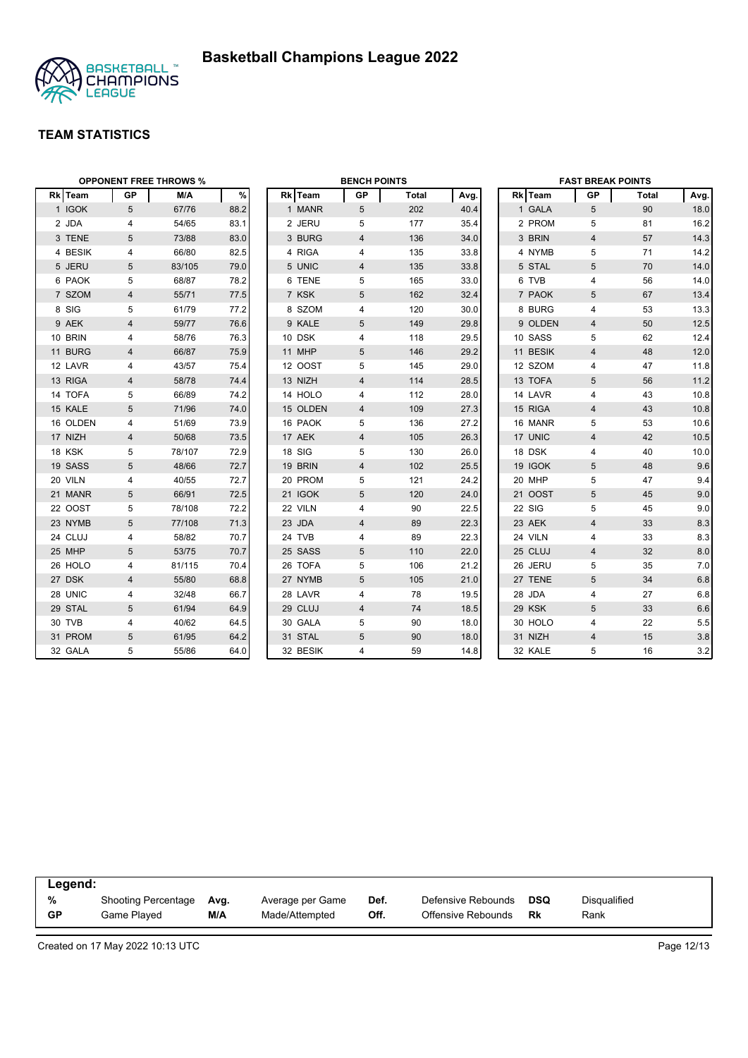# Basketball Champions League 2022

## TEAM STATISTICS

### OPPONENT FREE THROWS %

| Rk | Team | GP | M/A | % |
|---|---|---|---|---|
| 1 | IGOK | 5 | 67/76 | 88.2 |
| 2 | JDA | 4 | 54/65 | 83.1 |
| 3 | TENE | 5 | 73/88 | 83.0 |
| 4 | BESIK | 4 | 66/80 | 82.5 |
| 5 | JERU | 5 | 83/105 | 79.0 |
| 6 | PAOK | 5 | 68/87 | 78.2 |
| 7 | SZOM | 4 | 55/71 | 77.5 |
| 8 | SIG | 5 | 61/79 | 77.2 |
| 9 | AEK | 4 | 59/77 | 76.6 |
| 10 | BRIN | 4 | 58/76 | 76.3 |
| 11 | BURG | 4 | 66/87 | 75.9 |
| 12 | LAVR | 4 | 43/57 | 75.4 |
| 13 | RIGA | 4 | 58/78 | 74.4 |
| 14 | TOFA | 5 | 66/89 | 74.2 |
| 15 | KALE | 5 | 71/96 | 74.0 |
| 16 | OLDEN | 4 | 51/69 | 73.9 |
| 17 | NIZH | 4 | 50/68 | 73.5 |
| 18 | KSK | 5 | 78/107 | 72.9 |
| 19 | SASS | 5 | 48/66 | 72.7 |
| 20 | VILN | 4 | 40/55 | 72.7 |
| 21 | MANR | 5 | 66/91 | 72.5 |
| 22 | OOST | 5 | 78/108 | 72.2 |
| 23 | NYMB | 5 | 77/108 | 71.3 |
| 24 | CLUJ | 4 | 58/82 | 70.7 |
| 25 | MHP | 5 | 53/75 | 70.7 |
| 26 | HOLO | 4 | 81/115 | 70.4 |
| 27 | DSK | 4 | 55/80 | 68.8 |
| 28 | UNIC | 4 | 32/48 | 66.7 |
| 29 | STAL | 5 | 61/94 | 64.9 |
| 30 | TVB | 4 | 40/62 | 64.5 |
| 31 | PROM | 5 | 61/95 | 64.2 |
| 32 | GALA | 5 | 55/86 | 64.0 |

### BENCH POINTS

| Rk | Team | GP | Total | Avg. |
|---|---|---|---|---|
| 1 | MANR | 5 | 202 | 40.4 |
| 2 | JERU | 5 | 177 | 35.4 |
| 3 | BURG | 4 | 136 | 34.0 |
| 4 | RIGA | 4 | 135 | 33.8 |
| 5 | UNIC | 4 | 135 | 33.8 |
| 6 | TENE | 5 | 165 | 33.0 |
| 7 | KSK | 5 | 162 | 32.4 |
| 8 | SZOM | 4 | 120 | 30.0 |
| 9 | KALE | 5 | 149 | 29.8 |
| 10 | DSK | 4 | 118 | 29.5 |
| 11 | MHP | 5 | 146 | 29.2 |
| 12 | OOST | 5 | 145 | 29.0 |
| 13 | NIZH | 4 | 114 | 28.5 |
| 14 | HOLO | 4 | 112 | 28.0 |
| 15 | OLDEN | 4 | 109 | 27.3 |
| 16 | PAOK | 5 | 136 | 27.2 |
| 17 | AEK | 4 | 105 | 26.3 |
| 18 | SIG | 5 | 130 | 26.0 |
| 19 | BRIN | 4 | 102 | 25.5 |
| 20 | PROM | 5 | 121 | 24.2 |
| 21 | IGOK | 5 | 120 | 24.0 |
| 22 | VILN | 4 | 90 | 22.5 |
| 23 | JDA | 4 | 89 | 22.3 |
| 24 | TVB | 4 | 89 | 22.3 |
| 25 | SASS | 5 | 110 | 22.0 |
| 26 | TOFA | 5 | 106 | 21.2 |
| 27 | NYMB | 5 | 105 | 21.0 |
| 28 | LAVR | 4 | 78 | 19.5 |
| 29 | CLUJ | 4 | 74 | 18.5 |
| 30 | GALA | 5 | 90 | 18.0 |
| 31 | STAL | 5 | 90 | 18.0 |
| 32 | BESIK | 4 | 59 | 14.8 |

### FAST BREAK POINTS

| Rk | Team | GP | Total | Avg. |
|---|---|---|---|---|
| 1 | GALA | 5 | 90 | 18.0 |
| 2 | PROM | 5 | 81 | 16.2 |
| 3 | BRIN | 4 | 57 | 14.3 |
| 4 | NYMB | 5 | 71 | 14.2 |
| 5 | STAL | 5 | 70 | 14.0 |
| 6 | TVB | 4 | 56 | 14.0 |
| 7 | PAOK | 5 | 67 | 13.4 |
| 8 | BURG | 4 | 53 | 13.3 |
| 9 | OLDEN | 4 | 50 | 12.5 |
| 10 | SASS | 5 | 62 | 12.4 |
| 11 | BESIK | 4 | 48 | 12.0 |
| 12 | SZOM | 4 | 47 | 11.8 |
| 13 | TOFA | 5 | 56 | 11.2 |
| 14 | LAVR | 4 | 43 | 10.8 |
| 15 | RIGA | 4 | 43 | 10.8 |
| 16 | MANR | 5 | 53 | 10.6 |
| 17 | UNIC | 4 | 42 | 10.5 |
| 18 | DSK | 4 | 40 | 10.0 |
| 19 | IGOK | 5 | 48 | 9.6 |
| 20 | MHP | 5 | 47 | 9.4 |
| 21 | OOST | 5 | 45 | 9.0 |
| 22 | SIG | 5 | 45 | 9.0 |
| 23 | AEK | 4 | 33 | 8.3 |
| 24 | VILN | 4 | 33 | 8.3 |
| 25 | CLUJ | 4 | 32 | 8.0 |
| 26 | JERU | 5 | 35 | 7.0 |
| 27 | TENE | 5 | 34 | 6.8 |
| 28 | JDA | 4 | 27 | 6.8 |
| 29 | KSK | 5 | 33 | 6.6 |
| 30 | HOLO | 4 | 22 | 5.5 |
| 31 | NIZH | 4 | 15 | 3.8 |
| 32 | KALE | 5 | 16 | 3.2 |

**Legend:**

| | | | | | | | |
|---|---|---|---|---|---|---|---|
| **%** | Shooting Percentage | **Avg.** | Average per Game | **Def.** | Defensive Rebounds | **DSQ** | Disqualified |
| **GP** | Game Played | **M/A** | Made/Attempted | **Off.** | Offensive Rebounds | **Rk** | Rank |

Created on 17 May 2022 10:13 UTC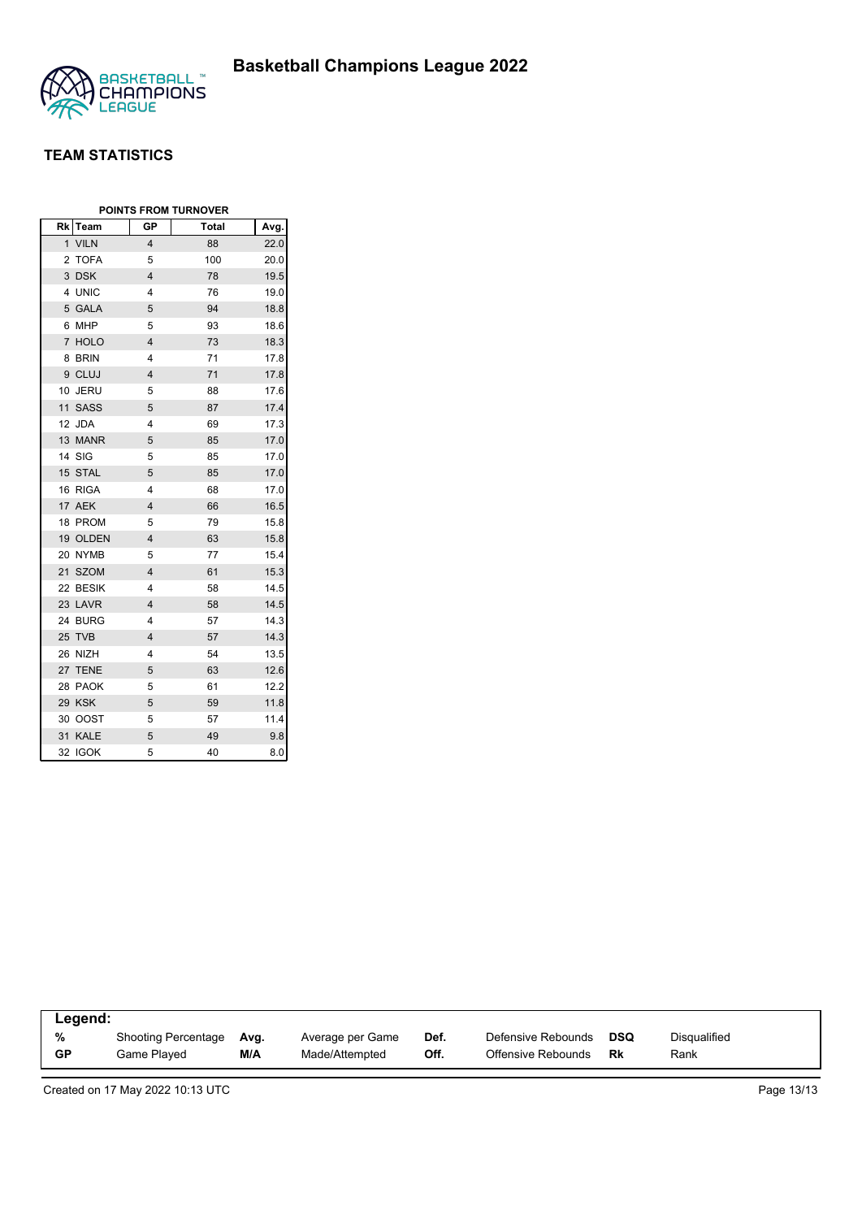# Basketball Champions League 2022

## TEAM STATISTICS

**POINTS FROM TURNOVER**

| Rk | Team | GP | Total | Avg. |
|---|---|---|---|---|
| 1 | VILN | 4 | 88 | 22.0 |
| 2 | TOFA | 5 | 100 | 20.0 |
| 3 | DSK | 4 | 78 | 19.5 |
| 4 | UNIC | 4 | 76 | 19.0 |
| 5 | GALA | 5 | 94 | 18.8 |
| 6 | MHP | 5 | 93 | 18.6 |
| 7 | HOLO | 4 | 73 | 18.3 |
| 8 | BRIN | 4 | 71 | 17.8 |
| 9 | CLUJ | 4 | 71 | 17.8 |
| 10 | JERU | 5 | 88 | 17.6 |
| 11 | SASS | 5 | 87 | 17.4 |
| 12 | JDA | 4 | 69 | 17.3 |
| 13 | MANR | 5 | 85 | 17.0 |
| 14 | SIG | 5 | 85 | 17.0 |
| 15 | STAL | 5 | 85 | 17.0 |
| 16 | RIGA | 4 | 68 | 17.0 |
| 17 | AEK | 4 | 66 | 16.5 |
| 18 | PROM | 5 | 79 | 15.8 |
| 19 | OLDEN | 4 | 63 | 15.8 |
| 20 | NYMB | 5 | 77 | 15.4 |
| 21 | SZOM | 4 | 61 | 15.3 |
| 22 | BESIK | 4 | 58 | 14.5 |
| 23 | LAVR | 4 | 58 | 14.5 |
| 24 | BURG | 4 | 57 | 14.3 |
| 25 | TVB | 4 | 57 | 14.3 |
| 26 | NIZH | 4 | 54 | 13.5 |
| 27 | TENE | 5 | 63 | 12.6 |
| 28 | PAOK | 5 | 61 | 12.2 |
| 29 | KSK | 5 | 59 | 11.8 |
| 30 | OOST | 5 | 57 | 11.4 |
| 31 | KALE | 5 | 49 | 9.8 |
| 32 | IGOK | 5 | 40 | 8.0 |

**Legend:**

| | | | | | | | |
|---|---|---|---|---|---|---|---|
| **%** | Shooting Percentage | **Avg.** | Average per Game | **Def.** | Defensive Rebounds | **DSQ** | Disqualified |
| **GP** | Game Played | **M/A** | Made/Attempted | **Off.** | Offensive Rebounds | **Rk** | Rank |

Created on 17 May 2022 10:13 UTC